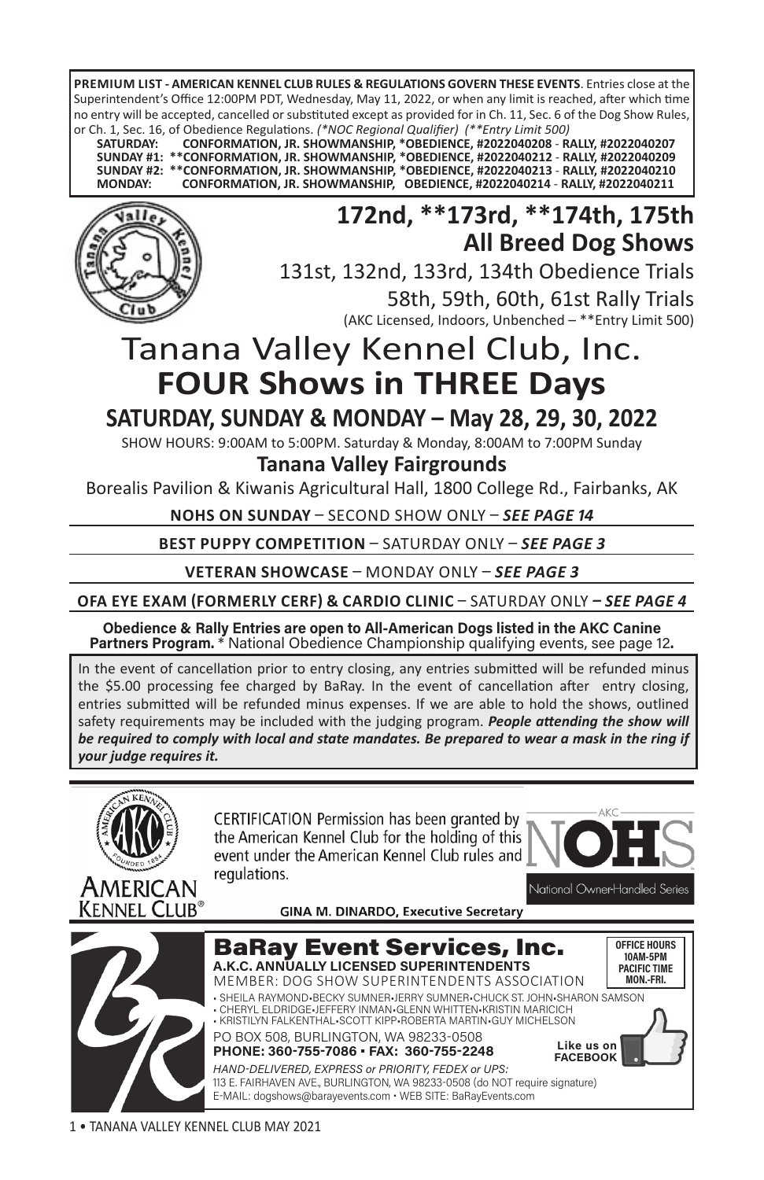**PREMIUM LIST - AMERICAN KENNEL CLUB RULES & REGULATIONS GOVERN THESE EVENTS**. Entries close at the Superintendent's Office 12:00PM PDT, Wednesday, May 11, 2022, or when any limit is reached, after which time no entry will be accepted, cancelled or substituted except as provided for in Ch. 11, Sec. 6 of the Dog Show Rules, or Ch. 1, Sec. 16, of Obedience Regulations. *(*NOC Regional Qualifier) (**Entry Limit 500)*

**SATURDAY: CONFORMATION, JR. SHOWMANSHIP, *OBEDIENCE, #2022040208 - RALLY, #2022040207**
**SUNDAY #1: **CONFORMATION, JR. SHOWMANSHIP, *OBEDIENCE, #2022040212 - RALLY, #2022040209**
**SUNDAY #2: **CONFORMATION, JR. SHOWMANSHIP, *OBEDIENCE, #2022040213 - RALLY, #2022040210**
**MONDAY: CONFORMATION, JR. SHOWMANSHIP, OBEDIENCE, #2022040214 - RALLY, #2022040211**

# 172nd, **173rd, **174th, 175th All Breed Dog Shows

131st, 132nd, 133rd, 134th Obedience Trials

58th, 59th, 60th, 61st Rally Trials

(AKC Licensed, Indoors, Unbenched – **Entry Limit 500)

# Tanana Valley Kennel Club, Inc.
# FOUR Shows in THREE Days

## SATURDAY, SUNDAY & MONDAY – May 28, 29, 30, 2022

SHOW HOURS: 9:00AM to 5:00PM. Saturday & Monday, 8:00AM to 7:00PM Sunday

### Tanana Valley Fairgrounds

Borealis Pavilion & Kiwanis Agricultural Hall, 1800 College Rd., Fairbanks, AK

**NOHS ON SUNDAY** – SECOND SHOW ONLY – ***SEE PAGE 14***

**BEST PUPPY COMPETITION** – SATURDAY ONLY – ***SEE PAGE 3***

**VETERAN SHOWCASE** – MONDAY ONLY – ***SEE PAGE 3***

**OFA EYE EXAM (FORMERLY CERF) & CARDIO CLINIC** – SATURDAY ONLY ***– SEE PAGE 4***

**Obedience & Rally Entries are open to All-American Dogs listed in the AKC Canine Partners Program.** * National Obedience Championship qualifying events, see page 12**.**

In the event of cancellation prior to entry closing, any entries submitted will be refunded minus the $5.00 processing fee charged by BaRay. In the event of cancellation after entry closing, entries submitted will be refunded minus expenses. If we are able to hold the shows, outlined safety requirements may be included with the judging program. ***People attending the show will be required to comply with local and state mandates. Be prepared to wear a mask in the ring if your judge requires it.***

AMERICAN KENNEL CLUB®

CERTIFICATION Permission has been granted by the American Kennel Club for the holding of this event under the American Kennel Club rules and regulations.

AKC NOHS National Owner-Handled Series

**GINA M. DINARDO, Executive Secretary**

## BaRay Event Services, Inc.

**A.K.C. ANNUALLY LICENSED SUPERINTENDENTS**

MEMBER: DOG SHOW SUPERINTENDENTS ASSOCIATION

**OFFICE HOURS 10AM-5PM PACIFIC TIME MON.-FRI.**

• SHEILA RAYMOND•BECKY SUMNER•JERRY SUMNER•CHUCK ST. JOHN•SHARON SAMSON
• CHERYL ELDRIDGE•JEFFERY INMAN•GLENN WHITTEN•KRISTIN MARICICH
• KRISTILYN FALKENTHAL•SCOTT KIPP•ROBERTA MARTIN•GUY MICHELSON

PO BOX 508, BURLINGTON, WA 98233-0508

**PHONE: 360-755-7086 • FAX: 360-755-2248**

**Like us on FACEBOOK**

*HAND-DELIVERED, EXPRESS or PRIORITY, FEDEX or UPS:*
113 E. FAIRHAVEN AVE., BURLINGTON, WA 98233-0508 (do NOT require signature)
E-MAIL: dogshows@barayevents.com • WEB SITE: BaRayEvents.com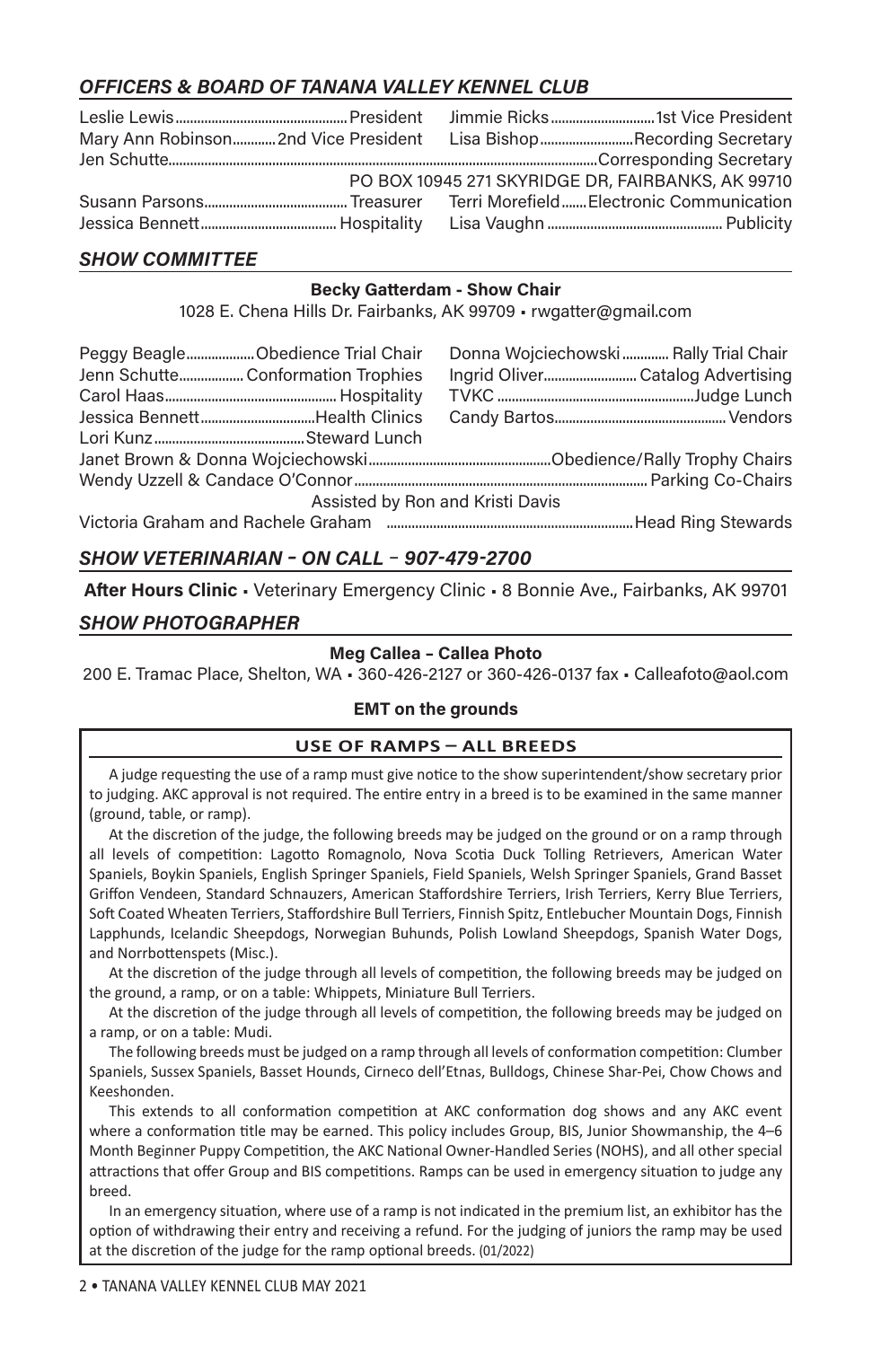## *OFFICERS & BOARD OF TANANA VALLEY KENNEL CLUB*

Leslie Lewis................................................President
Jimmie Ricks.............................1st Vice President
Mary Ann Robinson...........2nd Vice President
Lisa Bishop..........................Recording Secretary
Jen Schutte.......................................................................................................................Corresponding Secretary
PO BOX 10945 271 SKYRIDGE DR, FAIRBANKS, AK 99710
Susann Parsons........................................Treasurer
Terri Morefield.......Electronic Communication
Jessica Bennett......................................Hospitality
Lisa Vaughn.................................................Publicity

## *SHOW COMMITTEE*

**Becky Gatterdam - Show Chair**

1028 E. Chena Hills Dr. Fairbanks, AK 99709 • rwgatter@gmail.com

Peggy Beagle..................Obedience Trial Chair
Donna Wojciechowski............. Rally Trial Chair
Jenn Schutte.................Conformation Trophies
Ingrid Oliver..........................Catalog Advertising
Carol Haas................................................Hospitality
TVKC........................................................Judge Lunch
Jessica Bennett................................Health Clinics
Candy Bartos.................................................Vendors
Lori Kunz..........................................Steward Lunch
Janet Brown & Donna Wojciechowski..................................................Obedience/Rally Trophy Chairs
Wendy Uzzell & Candace O'Connor.................................................................................Parking Co-Chairs
Assisted by Ron and Kristi Davis
Victoria Graham and Rachele Graham .....................................................................Head Ring Stewards

## *SHOW VETERINARIAN – ON CALL – 907-479-2700*

**After Hours Clinic** • Veterinary Emergency Clinic • 8 Bonnie Ave., Fairbanks, AK 99701

## *SHOW PHOTOGRAPHER*

**Meg Callea – Callea Photo**

200 E. Tramac Place, Shelton, WA • 360-426-2127 or 360-426-0137 fax • Calleafoto@aol.com

**EMT on the grounds**

### USE OF RAMPS – ALL BREEDS

A judge requesting the use of a ramp must give notice to the show superintendent/show secretary prior to judging. AKC approval is not required. The entire entry in a breed is to be examined in the same manner (ground, table, or ramp).

At the discretion of the judge, the following breeds may be judged on the ground or on a ramp through all levels of competition: Lagotto Romagnolo, Nova Scotia Duck Tolling Retrievers, American Water Spaniels, Boykin Spaniels, English Springer Spaniels, Field Spaniels, Welsh Springer Spaniels, Grand Basset Griffon Vendeen, Standard Schnauzers, American Staffordshire Terriers, Irish Terriers, Kerry Blue Terriers, Soft Coated Wheaten Terriers, Staffordshire Bull Terriers, Finnish Spitz, Entlebucher Mountain Dogs, Finnish Lapphunds, Icelandic Sheepdogs, Norwegian Buhunds, Polish Lowland Sheepdogs, Spanish Water Dogs, and Norrbottenspets (Misc.).

At the discretion of the judge through all levels of competition, the following breeds may be judged on the ground, a ramp, or on a table: Whippets, Miniature Bull Terriers.

At the discretion of the judge through all levels of competition, the following breeds may be judged on a ramp, or on a table: Mudi.

The following breeds must be judged on a ramp through all levels of conformation competition: Clumber Spaniels, Sussex Spaniels, Basset Hounds, Cirneco dell'Etnas, Bulldogs, Chinese Shar-Pei, Chow Chows and Keeshonden.

This extends to all conformation competition at AKC conformation dog shows and any AKC event where a conformation title may be earned. This policy includes Group, BIS, Junior Showmanship, the 4–6 Month Beginner Puppy Competition, the AKC National Owner-Handled Series (NOHS), and all other special attractions that offer Group and BIS competitions. Ramps can be used in emergency situation to judge any breed.

In an emergency situation, where use of a ramp is not indicated in the premium list, an exhibitor has the option of withdrawing their entry and receiving a refund. For the judging of juniors the ramp may be used at the discretion of the judge for the ramp optional breeds. (01/2022)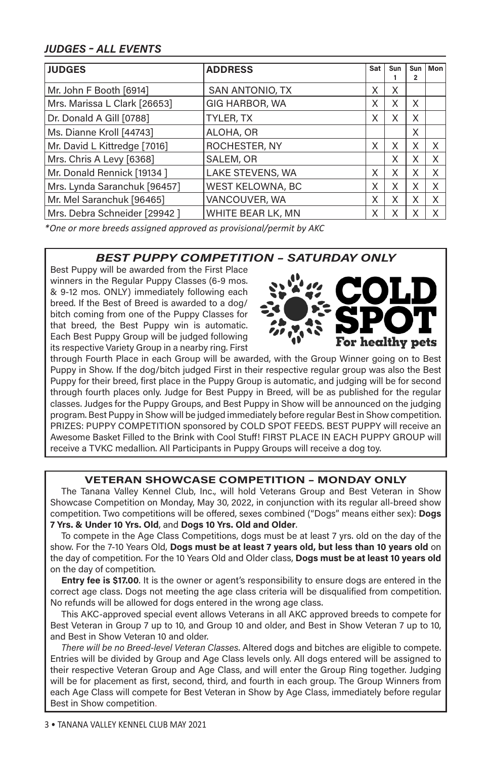## *JUDGES - ALL EVENTS*

| JUDGES | ADDRESS | Sat | Sun 1 | Sun 2 | Mon |
|---|---|---|---|---|---|
| Mr. John F Booth [6914] | SAN ANTONIO, TX | X | X | | |
| Mrs. Marissa L Clark [26653] | GIG HARBOR, WA | X | X | X | |
| Dr. Donald A Gill [0788] | TYLER, TX | X | X | X | |
| Ms. Dianne Kroll [44743] | ALOHA, OR | | | X | |
| Mr. David L Kittredge [7016] | ROCHESTER, NY | X | X | X | X |
| Mrs. Chris A Levy [6368] | SALEM, OR | | X | X | X |
| Mr. Donald Rennick [19134 ] | LAKE STEVENS, WA | X | X | X | X |
| Mrs. Lynda Saranchuk [96457] | WEST KELOWNA, BC | X | X | X | X |
| Mr. Mel Saranchuk [96465] | VANCOUVER, WA | X | X | X | X |
| Mrs. Debra Schneider [29942 ] | WHITE BEAR LK, MN | X | X | X | X |

*\*One or more breeds assigned approved as provisional/permit by AKC*

### *BEST PUPPY COMPETITION – SATURDAY ONLY*

COLD SPOT
For healthy pets

Best Puppy will be awarded from the First Place winners in the Regular Puppy Classes (6-9 mos. & 9-12 mos. ONLY) immediately following each breed. If the Best of Breed is awarded to a dog/bitch coming from one of the Puppy Classes for that breed, the Best Puppy win is automatic. Each Best Puppy Group will be judged following its respective Variety Group in a nearby ring. First through Fourth Place in each Group will be awarded, with the Group Winner going on to Best Puppy in Show. If the dog/bitch judged First in their respective regular group was also the Best Puppy for their breed, first place in the Puppy Group is automatic, and judging will be for second through fourth places only. Judge for Best Puppy in Breed, will be as published for the regular classes. Judges for the Puppy Groups, and Best Puppy in Show will be announced on the judging program. Best Puppy in Show will be judged immediately before regular Best in Show competition. PRIZES: PUPPY COMPETITION sponsored by COLD SPOT FEEDS. BEST PUPPY will receive an Awesome Basket Filled to the Brink with Cool Stuff! FIRST PLACE IN EACH PUPPY GROUP will receive a TVKC medallion. All Participants in Puppy Groups will receive a dog toy.

### VETERAN SHOWCASE COMPETITION – MONDAY ONLY

The Tanana Valley Kennel Club, Inc., will hold Veterans Group and Best Veteran in Show Showcase Competition on Monday, May 30, 2022, in conjunction with its regular all-breed show competition. Two competitions will be offered, sexes combined ("Dogs" means either sex): **Dogs 7 Yrs. & Under 10 Yrs. Old**, and **Dogs 10 Yrs. Old and Older**.

To compete in the Age Class Competitions, dogs must be at least 7 yrs. old on the day of the show. For the 7-10 Years Old, **Dogs must be at least 7 years old, but less than 10 years old** on the day of competition. For the 10 Years Old and Older class, **Dogs must be at least 10 years old** on the day of competition.

**Entry fee is $17.00**. It is the owner or agent's responsibility to ensure dogs are entered in the correct age class. Dogs not meeting the age class criteria will be disqualified from competition. No refunds will be allowed for dogs entered in the wrong age class.

This AKC-approved special event allows Veterans in all AKC approved breeds to compete for Best Veteran in Group 7 up to 10, and Group 10 and older, and Best in Show Veteran 7 up to 10, and Best in Show Veteran 10 and older.

*There will be no Breed-level Veteran Classes*. Altered dogs and bitches are eligible to compete. Entries will be divided by Group and Age Class levels only. All dogs entered will be assigned to their respective Veteran Group and Age Class, and will enter the Group Ring together. Judging will be for placement as first, second, third, and fourth in each group. The Group Winners from each Age Class will compete for Best Veteran in Show by Age Class, immediately before regular Best in Show competition.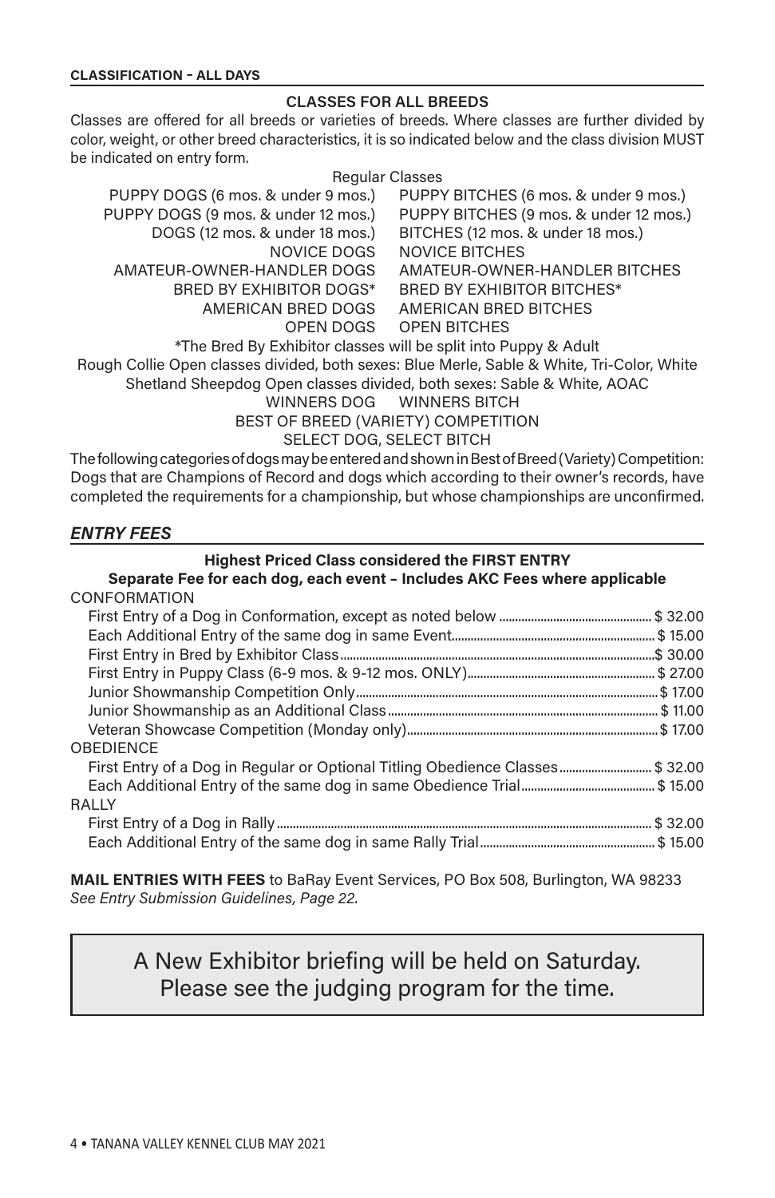**CLASSIFICATION – ALL DAYS**

## CLASSES FOR ALL BREEDS

Classes are offered for all breeds or varieties of breeds. Where classes are further divided by color, weight, or other breed characteristics, it is so indicated below and the class division MUST be indicated on entry form.

Regular Classes

| | |
|---|---|
| PUPPY DOGS (6 mos. & under 9 mos.) | PUPPY BITCHES (6 mos. & under 9 mos.) |
| PUPPY DOGS (9 mos. & under 12 mos.) | PUPPY BITCHES (9 mos. & under 12 mos.) |
| DOGS (12 mos. & under 18 mos.) | BITCHES (12 mos. & under 18 mos.) |
| NOVICE DOGS | NOVICE BITCHES |
| AMATEUR-OWNER-HANDLER DOGS | AMATEUR-OWNER-HANDLER BITCHES |
| BRED BY EXHIBITOR DOGS* | BRED BY EXHIBITOR BITCHES* |
| AMERICAN BRED DOGS | AMERICAN BRED BITCHES |
| OPEN DOGS | OPEN BITCHES |

*The Bred By Exhibitor classes will be split into Puppy & Adult

Rough Collie Open classes divided, both sexes: Blue Merle, Sable & White, Tri-Color, White

Shetland Sheepdog Open classes divided, both sexes: Sable & White, AOAC

WINNERS DOG WINNERS BITCH

BEST OF BREED (VARIETY) COMPETITION

SELECT DOG, SELECT BITCH

The following categories of dogs may be entered and shown in Best of Breed (Variety) Competition: Dogs that are Champions of Record and dogs which according to their owner's records, have completed the requirements for a championship, but whose championships are unconfirmed.

## *ENTRY FEES*

**Highest Priced Class considered the FIRST ENTRY**

**Separate Fee for each dog, each event – Includes AKC Fees where applicable**

| | |
|---|---|
| **CONFORMATION** | |
| First Entry of a Dog in Conformation, except as noted below | $ 32.00 |
| Each Additional Entry of the same dog in same Event | $ 15.00 |
| First Entry in Bred by Exhibitor Class | $ 30.00 |
| First Entry in Puppy Class (6-9 mos. & 9-12 mos. ONLY) | $ 27.00 |
| Junior Showmanship Competition Only | $ 17.00 |
| Junior Showmanship as an Additional Class | $ 11.00 |
| Veteran Showcase Competition (Monday only) | $ 17.00 |
| **OBEDIENCE** | |
| First Entry of a Dog in Regular or Optional Titling Obedience Classes | $ 32.00 |
| Each Additional Entry of the same dog in same Obedience Trial | $ 15.00 |
| **RALLY** | |
| First Entry of a Dog in Rally | $ 32.00 |
| Each Additional Entry of the same dog in same Rally Trial | $ 15.00 |

**MAIL ENTRIES WITH FEES** to BaRay Event Services, PO Box 508, Burlington, WA 98233
*See Entry Submission Guidelines, Page 22.*

A New Exhibitor briefing will be held on Saturday.
Please see the judging program for the time.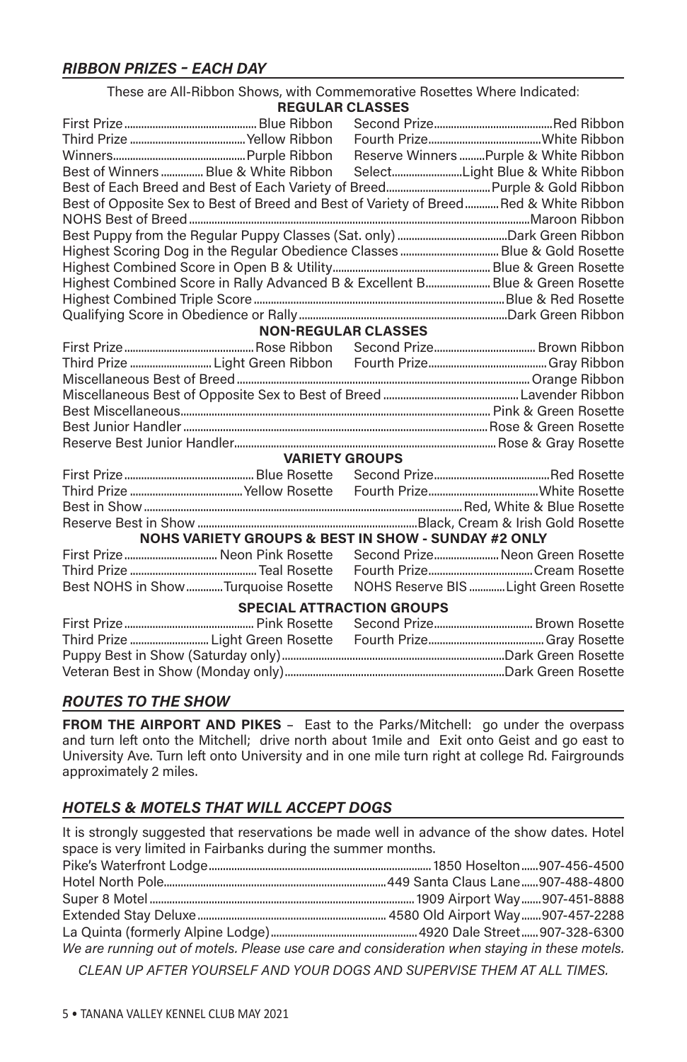## *RIBBON PRIZES - EACH DAY*

These are All-Ribbon Shows, with Commemorative Rosettes Where Indicated:

**REGULAR CLASSES**

| | | | |
|---|---|---|---|
| First Prize | Blue Ribbon | Second Prize | Red Ribbon |
| Third Prize | Yellow Ribbon | Fourth Prize | White Ribbon |
| Winners | Purple Ribbon | Reserve Winners | Purple & White Ribbon |
| Best of Winners | Blue & White Ribbon | Select | Light Blue & White Ribbon |

Best of Each Breed and Best of Each Variety of Breed ............ Purple & Gold Ribbon
Best of Opposite Sex to Best of Breed and Best of Variety of Breed ............ Red & White Ribbon
NOHS Best of Breed ............ Maroon Ribbon
Best Puppy from the Regular Puppy Classes (Sat. only) ............ Dark Green Ribbon
Highest Scoring Dog in the Regular Obedience Classes ............ Blue & Gold Rosette
Highest Combined Score in Open B & Utility ............ Blue & Green Rosette
Highest Combined Score in Rally Advanced B & Excellent B ............ Blue & Green Rosette
Highest Combined Triple Score ............ Blue & Red Rosette
Qualifying Score in Obedience or Rally ............ Dark Green Ribbon

**NON-REGULAR CLASSES**

| | | | |
|---|---|---|---|
| First Prize | Rose Ribbon | Second Prize | Brown Ribbon |
| Third Prize | Light Green Ribbon | Fourth Prize | Gray Ribbon |

Miscellaneous Best of Breed ............ Orange Ribbon
Miscellaneous Best of Opposite Sex to Best of Breed ............ Lavender Ribbon
Best Miscellaneous ............ Pink & Green Rosette
Best Junior Handler ............ Rose & Green Rosette
Reserve Best Junior Handler ............ Rose & Gray Rosette

**VARIETY GROUPS**

| | | | |
|---|---|---|---|
| First Prize | Blue Rosette | Second Prize | Red Rosette |
| Third Prize | Yellow Rosette | Fourth Prize | White Rosette |

Best in Show ............ Red, White & Blue Rosette
Reserve Best in Show ............ Black, Cream & Irish Gold Rosette

**NOHS VARIETY GROUPS & BEST IN SHOW - SUNDAY #2 ONLY**

| | | | |
|---|---|---|---|
| First Prize | Neon Pink Rosette | Second Prize | Neon Green Rosette |
| Third Prize | Teal Rosette | Fourth Prize | Cream Rosette |
| Best NOHS in Show | Turquoise Rosette | NOHS Reserve BIS | Light Green Rosette |

**SPECIAL ATTRACTION GROUPS**

| | | | |
|---|---|---|---|
| First Prize | Pink Rosette | Second Prize | Brown Rosette |
| Third Prize | Light Green Rosette | Fourth Prize | Gray Rosette |

Puppy Best in Show (Saturday only) ............ Dark Green Rosette
Veteran Best in Show (Monday only) ............ Dark Green Rosette

## *ROUTES TO THE SHOW*

**FROM THE AIRPORT AND PIKES** – East to the Parks/Mitchell: go under the overpass and turn left onto the Mitchell; drive north about 1mile and Exit onto Geist and go east to University Ave. Turn left onto University and in one mile turn right at college Rd. Fairgrounds approximately 2 miles.

## *HOTELS & MOTELS THAT WILL ACCEPT DOGS*

It is strongly suggested that reservations be made well in advance of the show dates. Hotel space is very limited in Fairbanks during the summer months.

| | | |
|---|---|---|
| Pike's Waterfront Lodge | 1850 Hoselton | 907-456-4500 |
| Hotel North Pole | 449 Santa Claus Lane | 907-488-4800 |
| Super 8 Motel | 1909 Airport Way | 907-451-8888 |
| Extended Stay Deluxe | 4580 Old Airport Way | 907-457-2288 |
| La Quinta (formerly Alpine Lodge) | 4920 Dale Street | 907-328-6300 |

*We are running out of motels. Please use care and consideration when staying in these motels.*

*CLEAN UP AFTER YOURSELF AND YOUR DOGS AND SUPERVISE THEM AT ALL TIMES.*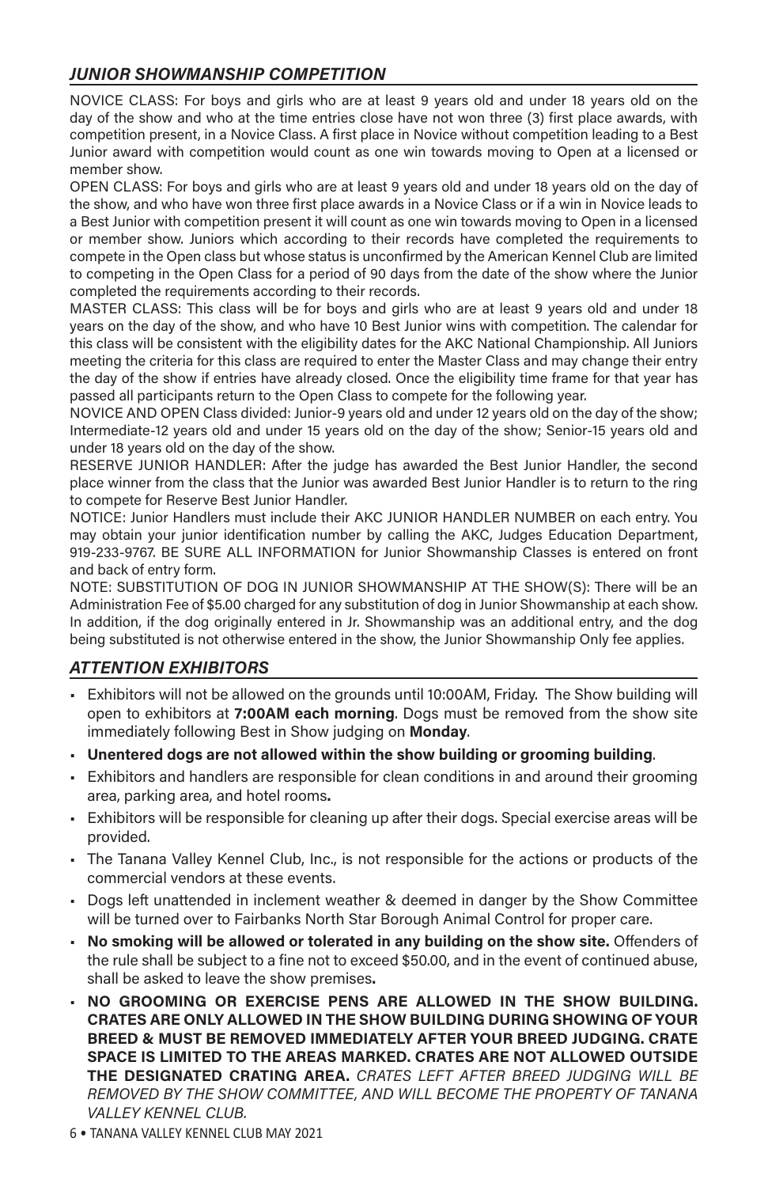## *JUNIOR SHOWMANSHIP COMPETITION*

NOVICE CLASS: For boys and girls who are at least 9 years old and under 18 years old on the day of the show and who at the time entries close have not won three (3) first place awards, with competition present, in a Novice Class. A first place in Novice without competition leading to a Best Junior award with competition would count as one win towards moving to Open at a licensed or member show.

OPEN CLASS: For boys and girls who are at least 9 years old and under 18 years old on the day of the show, and who have won three first place awards in a Novice Class or if a win in Novice leads to a Best Junior with competition present it will count as one win towards moving to Open in a licensed or member show. Juniors which according to their records have completed the requirements to compete in the Open class but whose status is unconfirmed by the American Kennel Club are limited to competing in the Open Class for a period of 90 days from the date of the show where the Junior completed the requirements according to their records.

MASTER CLASS: This class will be for boys and girls who are at least 9 years old and under 18 years on the day of the show, and who have 10 Best Junior wins with competition. The calendar for this class will be consistent with the eligibility dates for the AKC National Championship. All Juniors meeting the criteria for this class are required to enter the Master Class and may change their entry the day of the show if entries have already closed. Once the eligibility time frame for that year has passed all participants return to the Open Class to compete for the following year.

NOVICE AND OPEN Class divided: Junior-9 years old and under 12 years old on the day of the show; Intermediate-12 years old and under 15 years old on the day of the show; Senior-15 years old and under 18 years old on the day of the show.

RESERVE JUNIOR HANDLER: After the judge has awarded the Best Junior Handler, the second place winner from the class that the Junior was awarded Best Junior Handler is to return to the ring to compete for Reserve Best Junior Handler.

NOTICE: Junior Handlers must include their AKC JUNIOR HANDLER NUMBER on each entry. You may obtain your junior identification number by calling the AKC, Judges Education Department, 919-233-9767. BE SURE ALL INFORMATION for Junior Showmanship Classes is entered on front and back of entry form.

NOTE: SUBSTITUTION OF DOG IN JUNIOR SHOWMANSHIP AT THE SHOW(S): There will be an Administration Fee of $5.00 charged for any substitution of dog in Junior Showmanship at each show. In addition, if the dog originally entered in Jr. Showmanship was an additional entry, and the dog being substituted is not otherwise entered in the show, the Junior Showmanship Only fee applies.

## *ATTENTION EXHIBITORS*

- Exhibitors will not be allowed on the grounds until 10:00AM, Friday. The Show building will open to exhibitors at **7:00AM each morning**. Dogs must be removed from the show site immediately following Best in Show judging on **Monday**.
- **Unentered dogs are not allowed within the show building or grooming building**.
- Exhibitors and handlers are responsible for clean conditions in and around their grooming area, parking area, and hotel rooms**.**
- Exhibitors will be responsible for cleaning up after their dogs. Special exercise areas will be provided.
- The Tanana Valley Kennel Club, Inc., is not responsible for the actions or products of the commercial vendors at these events.
- Dogs left unattended in inclement weather & deemed in danger by the Show Committee will be turned over to Fairbanks North Star Borough Animal Control for proper care.
- **No smoking will be allowed or tolerated in any building on the show site.** Offenders of the rule shall be subject to a fine not to exceed $50.00, and in the event of continued abuse, shall be asked to leave the show premises**.**
- **NO GROOMING OR EXERCISE PENS ARE ALLOWED IN THE SHOW BUILDING. CRATES ARE ONLY ALLOWED IN THE SHOW BUILDING DURING SHOWING OF YOUR BREED & MUST BE REMOVED IMMEDIATELY AFTER YOUR BREED JUDGING. CRATE SPACE IS LIMITED TO THE AREAS MARKED. CRATES ARE NOT ALLOWED OUTSIDE THE DESIGNATED CRATING AREA.** *CRATES LEFT AFTER BREED JUDGING WILL BE REMOVED BY THE SHOW COMMITTEE, AND WILL BECOME THE PROPERTY OF TANANA VALLEY KENNEL CLUB.*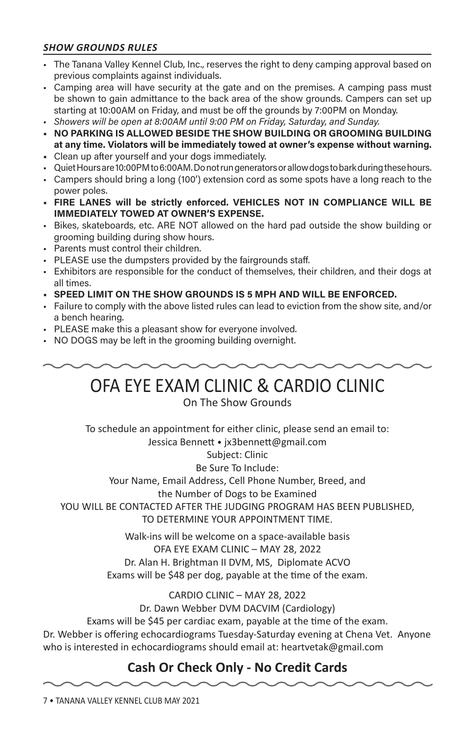### *SHOW GROUNDS RULES*

- The Tanana Valley Kennel Club, Inc., reserves the right to deny camping approval based on previous complaints against individuals.
- Camping area will have security at the gate and on the premises. A camping pass must be shown to gain admittance to the back area of the show grounds. Campers can set up starting at 10:00AM on Friday, and must be off the grounds by 7:00PM on Monday.
- *Showers will be open at 8:00AM until 9:00 PM on Friday, Saturday, and Sunday.*
- **NO PARKING IS ALLOWED BESIDE THE SHOW BUILDING OR GROOMING BUILDING at any time. Violators will be immediately towed at owner's expense without warning.**
- Clean up after yourself and your dogs immediately.
- Quiet Hours are 10:00PM to 6:00AM. Do not run generators or allow dogs to bark during these hours.
- Campers should bring a long (100') extension cord as some spots have a long reach to the power poles.
- **FIRE LANES will be strictly enforced. VEHICLES NOT IN COMPLIANCE WILL BE IMMEDIATELY TOWED AT OWNER'S EXPENSE.**
- Bikes, skateboards, etc. ARE NOT allowed on the hard pad outside the show building or grooming building during show hours.
- Parents must control their children.
- PLEASE use the dumpsters provided by the fairgrounds staff.
- Exhibitors are responsible for the conduct of themselves, their children, and their dogs at all times.
- **SPEED LIMIT ON THE SHOW GROUNDS IS 5 MPH AND WILL BE ENFORCED.**
- Failure to comply with the above listed rules can lead to eviction from the show site, and/or a bench hearing.
- PLEASE make this a pleasant show for everyone involved.
- NO DOGS may be left in the grooming building overnight.

# OFA EYE EXAM CLINIC & CARDIO CLINIC

On The Show Grounds

To schedule an appointment for either clinic, please send an email to:
Jessica Bennett • jx3bennett@gmail.com
Subject: Clinic
Be Sure To Include:
Your Name, Email Address, Cell Phone Number, Breed, and
the Number of Dogs to be Examined
YOU WILL BE CONTACTED AFTER THE JUDGING PROGRAM HAS BEEN PUBLISHED,
TO DETERMINE YOUR APPOINTMENT TIME.

Walk-ins will be welcome on a space-available basis
OFA EYE EXAM CLINIC – MAY 28, 2022
Dr. Alan H. Brightman II DVM, MS, Diplomate ACVO
Exams will be $48 per dog, payable at the time of the exam.

CARDIO CLINIC – MAY 28, 2022
Dr. Dawn Webber DVM DACVIM (Cardiology)
Exams will be $45 per cardiac exam, payable at the time of the exam.
Dr. Webber is offering echocardiograms Tuesday-Saturday evening at Chena Vet. Anyone who is interested in echocardiograms should email at: heartvetak@gmail.com

## Cash Or Check Only - No Credit Cards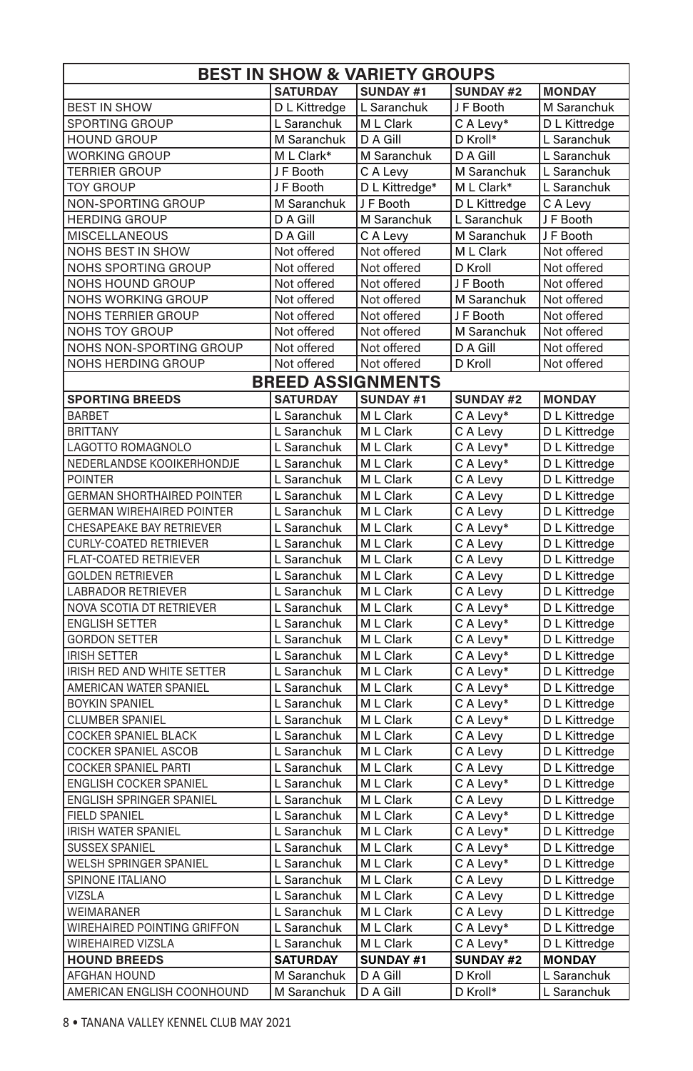## BEST IN SHOW & VARIETY GROUPS

| | SATURDAY | SUNDAY #1 | SUNDAY #2 | MONDAY |
|---|---|---|---|---|
| BEST IN SHOW | D L Kittredge | L Saranchuk | J F Booth | M Saranchuk |
| SPORTING GROUP | L Saranchuk | M L Clark | C A Levy* | D L Kittredge |
| HOUND GROUP | M Saranchuk | D A Gill | D Kroll* | L Saranchuk |
| WORKING GROUP | M L Clark* | M Saranchuk | D A Gill | L Saranchuk |
| TERRIER GROUP | J F Booth | C A Levy | M Saranchuk | L Saranchuk |
| TOY GROUP | J F Booth | D L Kittredge* | M L Clark* | L Saranchuk |
| NON-SPORTING GROUP | M Saranchuk | J F Booth | D L Kittredge | C A Levy |
| HERDING GROUP | D A Gill | M Saranchuk | L Saranchuk | J F Booth |
| MISCELLANEOUS | D A Gill | C A Levy | M Saranchuk | J F Booth |
| NOHS BEST IN SHOW | Not offered | Not offered | M L Clark | Not offered |
| NOHS SPORTING GROUP | Not offered | Not offered | D Kroll | Not offered |
| NOHS HOUND GROUP | Not offered | Not offered | J F Booth | Not offered |
| NOHS WORKING GROUP | Not offered | Not offered | M Saranchuk | Not offered |
| NOHS TERRIER GROUP | Not offered | Not offered | J F Booth | Not offered |
| NOHS TOY GROUP | Not offered | Not offered | M Saranchuk | Not offered |
| NOHS NON-SPORTING GROUP | Not offered | Not offered | D A Gill | Not offered |
| NOHS HERDING GROUP | Not offered | Not offered | D Kroll | Not offered |

## BREED ASSIGNMENTS

| SPORTING BREEDS | SATURDAY | SUNDAY #1 | SUNDAY #2 | MONDAY |
|---|---|---|---|---|
| BARBET | L Saranchuk | M L Clark | C A Levy* | D L Kittredge |
| BRITTANY | L Saranchuk | M L Clark | C A Levy | D L Kittredge |
| LAGOTTO ROMAGNOLO | L Saranchuk | M L Clark | C A Levy* | D L Kittredge |
| NEDERLANDSE KOOIKERHONDJE | L Saranchuk | M L Clark | C A Levy* | D L Kittredge |
| POINTER | L Saranchuk | M L Clark | C A Levy | D L Kittredge |
| GERMAN SHORTHAIRED POINTER | L Saranchuk | M L Clark | C A Levy | D L Kittredge |
| GERMAN WIREHAIRED POINTER | L Saranchuk | M L Clark | C A Levy | D L Kittredge |
| CHESAPEAKE BAY RETRIEVER | L Saranchuk | M L Clark | C A Levy* | D L Kittredge |
| CURLY-COATED RETRIEVER | L Saranchuk | M L Clark | C A Levy | D L Kittredge |
| FLAT-COATED RETRIEVER | L Saranchuk | M L Clark | C A Levy | D L Kittredge |
| GOLDEN RETRIEVER | L Saranchuk | M L Clark | C A Levy | D L Kittredge |
| LABRADOR RETRIEVER | L Saranchuk | M L Clark | C A Levy | D L Kittredge |
| NOVA SCOTIA DT RETRIEVER | L Saranchuk | M L Clark | C A Levy* | D L Kittredge |
| ENGLISH SETTER | L Saranchuk | M L Clark | C A Levy* | D L Kittredge |
| GORDON SETTER | L Saranchuk | M L Clark | C A Levy* | D L Kittredge |
| IRISH SETTER | L Saranchuk | M L Clark | C A Levy* | D L Kittredge |
| IRISH RED AND WHITE SETTER | L Saranchuk | M L Clark | C A Levy* | D L Kittredge |
| AMERICAN WATER SPANIEL | L Saranchuk | M L Clark | C A Levy* | D L Kittredge |
| BOYKIN SPANIEL | L Saranchuk | M L Clark | C A Levy* | D L Kittredge |
| CLUMBER SPANIEL | L Saranchuk | M L Clark | C A Levy* | D L Kittredge |
| COCKER SPANIEL BLACK | L Saranchuk | M L Clark | C A Levy | D L Kittredge |
| COCKER SPANIEL ASCOB | L Saranchuk | M L Clark | C A Levy | D L Kittredge |
| COCKER SPANIEL PARTI | L Saranchuk | M L Clark | C A Levy | D L Kittredge |
| ENGLISH COCKER SPANIEL | L Saranchuk | M L Clark | C A Levy* | D L Kittredge |
| ENGLISH SPRINGER SPANIEL | L Saranchuk | M L Clark | C A Levy | D L Kittredge |
| FIELD SPANIEL | L Saranchuk | M L Clark | C A Levy* | D L Kittredge |
| IRISH WATER SPANIEL | L Saranchuk | M L Clark | C A Levy* | D L Kittredge |
| SUSSEX SPANIEL | L Saranchuk | M L Clark | C A Levy* | D L Kittredge |
| WELSH SPRINGER SPANIEL | L Saranchuk | M L Clark | C A Levy* | D L Kittredge |
| SPINONE ITALIANO | L Saranchuk | M L Clark | C A Levy | D L Kittredge |
| VIZSLA | L Saranchuk | M L Clark | C A Levy | D L Kittredge |
| WEIMARANER | L Saranchuk | M L Clark | C A Levy | D L Kittredge |
| WIREHAIRED POINTING GRIFFON | L Saranchuk | M L Clark | C A Levy* | D L Kittredge |
| WIREHAIRED VIZSLA | L Saranchuk | M L Clark | C A Levy* | D L Kittredge |
| **HOUND BREEDS** | **SATURDAY** | **SUNDAY #1** | **SUNDAY #2** | **MONDAY** |
| AFGHAN HOUND | M Saranchuk | D A Gill | D Kroll | L Saranchuk |
| AMERICAN ENGLISH COONHOUND | M Saranchuk | D A Gill | D Kroll* | L Saranchuk |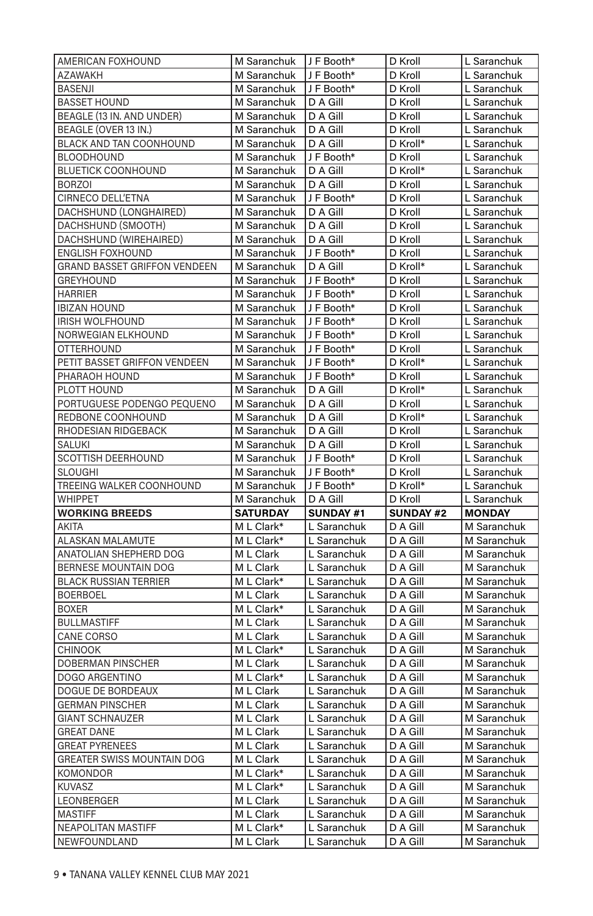| AMERICAN FOXHOUND | M Saranchuk | J F Booth* | D Kroll | L Saranchuk |
|---|---|---|---|---|
| AZAWAKH | M Saranchuk | J F Booth* | D Kroll | L Saranchuk |
| BASENJI | M Saranchuk | J F Booth* | D Kroll | L Saranchuk |
| BASSET HOUND | M Saranchuk | D A Gill | D Kroll | L Saranchuk |
| BEAGLE (13 IN. AND UNDER) | M Saranchuk | D A Gill | D Kroll | L Saranchuk |
| BEAGLE (OVER 13 IN.) | M Saranchuk | D A Gill | D Kroll | L Saranchuk |
| BLACK AND TAN COONHOUND | M Saranchuk | D A Gill | D Kroll* | L Saranchuk |
| BLOODHOUND | M Saranchuk | J F Booth* | D Kroll | L Saranchuk |
| BLUETICK COONHOUND | M Saranchuk | D A Gill | D Kroll* | L Saranchuk |
| BORZOI | M Saranchuk | D A Gill | D Kroll | L Saranchuk |
| CIRNECO DELL'ETNA | M Saranchuk | J F Booth* | D Kroll | L Saranchuk |
| DACHSHUND (LONGHAIRED) | M Saranchuk | D A Gill | D Kroll | L Saranchuk |
| DACHSHUND (SMOOTH) | M Saranchuk | D A Gill | D Kroll | L Saranchuk |
| DACHSHUND (WIREHAIRED) | M Saranchuk | D A Gill | D Kroll | L Saranchuk |
| ENGLISH FOXHOUND | M Saranchuk | J F Booth* | D Kroll | L Saranchuk |
| GRAND BASSET GRIFFON VENDEEN | M Saranchuk | D A Gill | D Kroll* | L Saranchuk |
| GREYHOUND | M Saranchuk | J F Booth* | D Kroll | L Saranchuk |
| HARRIER | M Saranchuk | J F Booth* | D Kroll | L Saranchuk |
| IBIZAN HOUND | M Saranchuk | J F Booth* | D Kroll | L Saranchuk |
| IRISH WOLFHOUND | M Saranchuk | J F Booth* | D Kroll | L Saranchuk |
| NORWEGIAN ELKHOUND | M Saranchuk | J F Booth* | D Kroll | L Saranchuk |
| OTTERHOUND | M Saranchuk | J F Booth* | D Kroll | L Saranchuk |
| PETIT BASSET GRIFFON VENDEEN | M Saranchuk | J F Booth* | D Kroll* | L Saranchuk |
| PHARAOH HOUND | M Saranchuk | J F Booth* | D Kroll | L Saranchuk |
| PLOTT HOUND | M Saranchuk | D A Gill | D Kroll* | L Saranchuk |
| PORTUGUESE PODENGO PEQUENO | M Saranchuk | D A Gill | D Kroll | L Saranchuk |
| REDBONE COONHOUND | M Saranchuk | D A Gill | D Kroll* | L Saranchuk |
| RHODESIAN RIDGEBACK | M Saranchuk | D A Gill | D Kroll | L Saranchuk |
| SALUKI | M Saranchuk | D A Gill | D Kroll | L Saranchuk |
| SCOTTISH DEERHOUND | M Saranchuk | J F Booth* | D Kroll | L Saranchuk |
| SLOUGHI | M Saranchuk | J F Booth* | D Kroll | L Saranchuk |
| TREEING WALKER COONHOUND | M Saranchuk | J F Booth* | D Kroll* | L Saranchuk |
| WHIPPET | M Saranchuk | D A Gill | D Kroll | L Saranchuk |
| **WORKING BREEDS** | **SATURDAY** | **SUNDAY #1** | **SUNDAY #2** | **MONDAY** |
| AKITA | M L Clark* | L Saranchuk | D A Gill | M Saranchuk |
| ALASKAN MALAMUTE | M L Clark* | L Saranchuk | D A Gill | M Saranchuk |
| ANATOLIAN SHEPHERD DOG | M L Clark | L Saranchuk | D A Gill | M Saranchuk |
| BERNESE MOUNTAIN DOG | M L Clark | L Saranchuk | D A Gill | M Saranchuk |
| BLACK RUSSIAN TERRIER | M L Clark* | L Saranchuk | D A Gill | M Saranchuk |
| BOERBOEL | M L Clark | L Saranchuk | D A Gill | M Saranchuk |
| BOXER | M L Clark* | L Saranchuk | D A Gill | M Saranchuk |
| BULLMASTIFF | M L Clark | L Saranchuk | D A Gill | M Saranchuk |
| CANE CORSO | M L Clark | L Saranchuk | D A Gill | M Saranchuk |
| CHINOOK | M L Clark* | L Saranchuk | D A Gill | M Saranchuk |
| DOBERMAN PINSCHER | M L Clark | L Saranchuk | D A Gill | M Saranchuk |
| DOGO ARGENTINO | M L Clark* | L Saranchuk | D A Gill | M Saranchuk |
| DOGUE DE BORDEAUX | M L Clark | L Saranchuk | D A Gill | M Saranchuk |
| GERMAN PINSCHER | M L Clark | L Saranchuk | D A Gill | M Saranchuk |
| GIANT SCHNAUZER | M L Clark | L Saranchuk | D A Gill | M Saranchuk |
| GREAT DANE | M L Clark | L Saranchuk | D A Gill | M Saranchuk |
| GREAT PYRENEES | M L Clark | L Saranchuk | D A Gill | M Saranchuk |
| GREATER SWISS MOUNTAIN DOG | M L Clark | L Saranchuk | D A Gill | M Saranchuk |
| KOMONDOR | M L Clark* | L Saranchuk | D A Gill | M Saranchuk |
| KUVASZ | M L Clark* | L Saranchuk | D A Gill | M Saranchuk |
| LEONBERGER | M L Clark | L Saranchuk | D A Gill | M Saranchuk |
| MASTIFF | M L Clark | L Saranchuk | D A Gill | M Saranchuk |
| NEAPOLITAN MASTIFF | M L Clark* | L Saranchuk | D A Gill | M Saranchuk |
| NEWFOUNDLAND | M L Clark | L Saranchuk | D A Gill | M Saranchuk |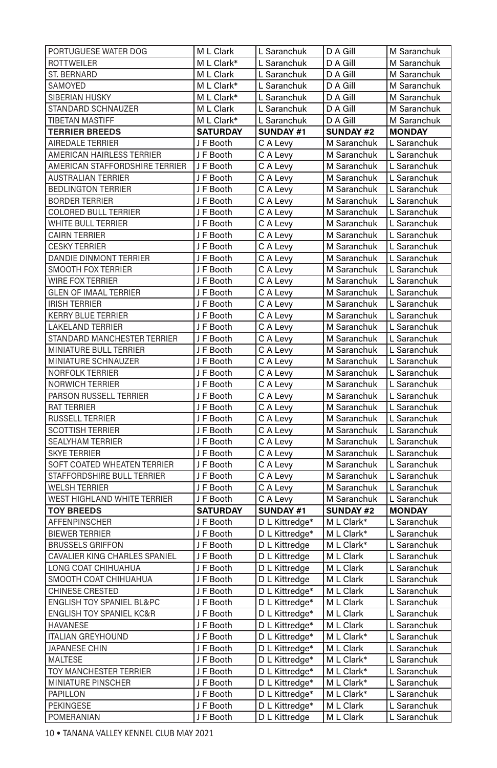| PORTUGUESE WATER DOG | M L Clark | L Saranchuk | D A Gill | M Saranchuk |
|---|---|---|---|---|
| ROTTWEILER | M L Clark* | L Saranchuk | D A Gill | M Saranchuk |
| ST. BERNARD | M L Clark | L Saranchuk | D A Gill | M Saranchuk |
| SAMOYED | M L Clark* | L Saranchuk | D A Gill | M Saranchuk |
| SIBERIAN HUSKY | M L Clark* | L Saranchuk | D A Gill | M Saranchuk |
| STANDARD SCHNAUZER | M L Clark | L Saranchuk | D A Gill | M Saranchuk |
| TIBETAN MASTIFF | M L Clark* | L Saranchuk | D A Gill | M Saranchuk |
| **TERRIER BREEDS** | **SATURDAY** | **SUNDAY #1** | **SUNDAY #2** | **MONDAY** |
| AIREDALE TERRIER | J F Booth | C A Levy | M Saranchuk | L Saranchuk |
| AMERICAN HAIRLESS TERRIER | J F Booth | C A Levy | M Saranchuk | L Saranchuk |
| AMERICAN STAFFORDSHIRE TERRIER | J F Booth | C A Levy | M Saranchuk | L Saranchuk |
| AUSTRALIAN TERRIER | J F Booth | C A Levy | M Saranchuk | L Saranchuk |
| BEDLINGTON TERRIER | J F Booth | C A Levy | M Saranchuk | L Saranchuk |
| BORDER TERRIER | J F Booth | C A Levy | M Saranchuk | L Saranchuk |
| COLORED BULL TERRIER | J F Booth | C A Levy | M Saranchuk | L Saranchuk |
| WHITE BULL TERRIER | J F Booth | C A Levy | M Saranchuk | L Saranchuk |
| CAIRN TERRIER | J F Booth | C A Levy | M Saranchuk | L Saranchuk |
| CESKY TERRIER | J F Booth | C A Levy | M Saranchuk | L Saranchuk |
| DANDIE DINMONT TERRIER | J F Booth | C A Levy | M Saranchuk | L Saranchuk |
| SMOOTH FOX TERRIER | J F Booth | C A Levy | M Saranchuk | L Saranchuk |
| WIRE FOX TERRIER | J F Booth | C A Levy | M Saranchuk | L Saranchuk |
| GLEN OF IMAAL TERRIER | J F Booth | C A Levy | M Saranchuk | L Saranchuk |
| IRISH TERRIER | J F Booth | C A Levy | M Saranchuk | L Saranchuk |
| KERRY BLUE TERRIER | J F Booth | C A Levy | M Saranchuk | L Saranchuk |
| LAKELAND TERRIER | J F Booth | C A Levy | M Saranchuk | L Saranchuk |
| STANDARD MANCHESTER TERRIER | J F Booth | C A Levy | M Saranchuk | L Saranchuk |
| MINIATURE BULL TERRIER | J F Booth | C A Levy | M Saranchuk | L Saranchuk |
| MINIATURE SCHNAUZER | J F Booth | C A Levy | M Saranchuk | L Saranchuk |
| NORFOLK TERRIER | J F Booth | C A Levy | M Saranchuk | L Saranchuk |
| NORWICH TERRIER | J F Booth | C A Levy | M Saranchuk | L Saranchuk |
| PARSON RUSSELL TERRIER | J F Booth | C A Levy | M Saranchuk | L Saranchuk |
| RAT TERRIER | J F Booth | C A Levy | M Saranchuk | L Saranchuk |
| RUSSELL TERRIER | J F Booth | C A Levy | M Saranchuk | L Saranchuk |
| SCOTTISH TERRIER | J F Booth | C A Levy | M Saranchuk | L Saranchuk |
| SEALYHAM TERRIER | J F Booth | C A Levy | M Saranchuk | L Saranchuk |
| SKYE TERRIER | J F Booth | C A Levy | M Saranchuk | L Saranchuk |
| SOFT COATED WHEATEN TERRIER | J F Booth | C A Levy | M Saranchuk | L Saranchuk |
| STAFFORDSHIRE BULL TERRIER | J F Booth | C A Levy | M Saranchuk | L Saranchuk |
| WELSH TERRIER | J F Booth | C A Levy | M Saranchuk | L Saranchuk |
| WEST HIGHLAND WHITE TERRIER | J F Booth | C A Levy | M Saranchuk | L Saranchuk |
| **TOY BREEDS** | **SATURDAY** | **SUNDAY #1** | **SUNDAY #2** | **MONDAY** |
| AFFENPINSCHER | J F Booth | D L Kittredge* | M L Clark* | L Saranchuk |
| BIEWER TERRIER | J F Booth | D L Kittredge* | M L Clark* | L Saranchuk |
| BRUSSELS GRIFFON | J F Booth | D L Kittredge | M L Clark* | L Saranchuk |
| CAVALIER KING CHARLES SPANIEL | J F Booth | D L Kittredge | M L Clark | L Saranchuk |
| LONG COAT CHIHUAHUA | J F Booth | D L Kittredge | M L Clark | L Saranchuk |
| SMOOTH COAT CHIHUAHUA | J F Booth | D L Kittredge | M L Clark | L Saranchuk |
| CHINESE CRESTED | J F Booth | D L Kittredge* | M L Clark | L Saranchuk |
| ENGLISH TOY SPANIEL BL&PC | J F Booth | D L Kittredge* | M L Clark | L Saranchuk |
| ENGLISH TOY SPANIEL KC&R | J F Booth | D L Kittredge* | M L Clark | L Saranchuk |
| HAVANESE | J F Booth | D L Kittredge* | M L Clark | L Saranchuk |
| ITALIAN GREYHOUND | J F Booth | D L Kittredge* | M L Clark* | L Saranchuk |
| JAPANESE CHIN | J F Booth | D L Kittredge* | M L Clark | L Saranchuk |
| MALTESE | J F Booth | D L Kittredge* | M L Clark* | L Saranchuk |
| TOY MANCHESTER TERRIER | J F Booth | D L Kittredge* | M L Clark* | L Saranchuk |
| MINIATURE PINSCHER | J F Booth | D L Kittredge* | M L Clark* | L Saranchuk |
| PAPILLON | J F Booth | D L Kittredge* | M L Clark* | L Saranchuk |
| PEKINGESE | J F Booth | D L Kittredge* | M L Clark | L Saranchuk |
| POMERANIAN | J F Booth | D L Kittredge | M L Clark | L Saranchuk |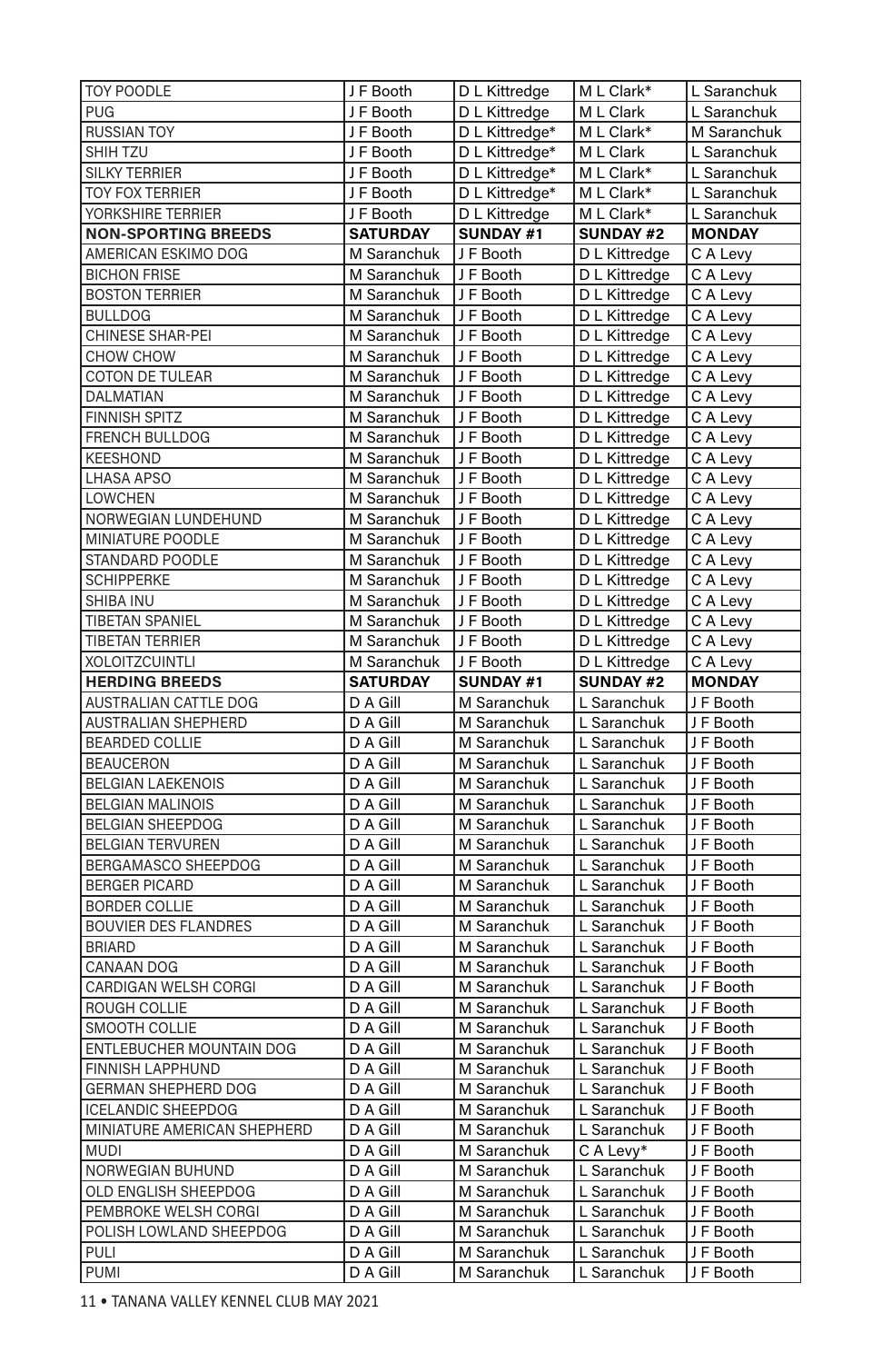| TOY POODLE | J F Booth | D L Kittredge | M L Clark* | L Saranchuk |
|---|---|---|---|---|
| PUG | J F Booth | D L Kittredge | M L Clark | L Saranchuk |
| RUSSIAN TOY | J F Booth | D L Kittredge* | M L Clark* | M Saranchuk |
| SHIH TZU | J F Booth | D L Kittredge* | M L Clark | L Saranchuk |
| SILKY TERRIER | J F Booth | D L Kittredge* | M L Clark* | L Saranchuk |
| TOY FOX TERRIER | J F Booth | D L Kittredge* | M L Clark* | L Saranchuk |
| YORKSHIRE TERRIER | J F Booth | D L Kittredge | M L Clark* | L Saranchuk |
| **NON-SPORTING BREEDS** | **SATURDAY** | **SUNDAY #1** | **SUNDAY #2** | **MONDAY** |
| AMERICAN ESKIMO DOG | M Saranchuk | J F Booth | D L Kittredge | C A Levy |
| BICHON FRISE | M Saranchuk | J F Booth | D L Kittredge | C A Levy |
| BOSTON TERRIER | M Saranchuk | J F Booth | D L Kittredge | C A Levy |
| BULLDOG | M Saranchuk | J F Booth | D L Kittredge | C A Levy |
| CHINESE SHAR-PEI | M Saranchuk | J F Booth | D L Kittredge | C A Levy |
| CHOW CHOW | M Saranchuk | J F Booth | D L Kittredge | C A Levy |
| COTON DE TULEAR | M Saranchuk | J F Booth | D L Kittredge | C A Levy |
| DALMATIAN | M Saranchuk | J F Booth | D L Kittredge | C A Levy |
| FINNISH SPITZ | M Saranchuk | J F Booth | D L Kittredge | C A Levy |
| FRENCH BULLDOG | M Saranchuk | J F Booth | D L Kittredge | C A Levy |
| KEESHOND | M Saranchuk | J F Booth | D L Kittredge | C A Levy |
| LHASA APSO | M Saranchuk | J F Booth | D L Kittredge | C A Levy |
| LOWCHEN | M Saranchuk | J F Booth | D L Kittredge | C A Levy |
| NORWEGIAN LUNDEHUND | M Saranchuk | J F Booth | D L Kittredge | C A Levy |
| MINIATURE POODLE | M Saranchuk | J F Booth | D L Kittredge | C A Levy |
| STANDARD POODLE | M Saranchuk | J F Booth | D L Kittredge | C A Levy |
| SCHIPPERKE | M Saranchuk | J F Booth | D L Kittredge | C A Levy |
| SHIBA INU | M Saranchuk | J F Booth | D L Kittredge | C A Levy |
| TIBETAN SPANIEL | M Saranchuk | J F Booth | D L Kittredge | C A Levy |
| TIBETAN TERRIER | M Saranchuk | J F Booth | D L Kittredge | C A Levy |
| XOLOITZCUINTLI | M Saranchuk | J F Booth | D L Kittredge | C A Levy |
| **HERDING BREEDS** | **SATURDAY** | **SUNDAY #1** | **SUNDAY #2** | **MONDAY** |
| AUSTRALIAN CATTLE DOG | D A Gill | M Saranchuk | L Saranchuk | J F Booth |
| AUSTRALIAN SHEPHERD | D A Gill | M Saranchuk | L Saranchuk | J F Booth |
| BEARDED COLLIE | D A Gill | M Saranchuk | L Saranchuk | J F Booth |
| BEAUCERON | D A Gill | M Saranchuk | L Saranchuk | J F Booth |
| BELGIAN LAEKENOIS | D A Gill | M Saranchuk | L Saranchuk | J F Booth |
| BELGIAN MALINOIS | D A Gill | M Saranchuk | L Saranchuk | J F Booth |
| BELGIAN SHEEPDOG | D A Gill | M Saranchuk | L Saranchuk | J F Booth |
| BELGIAN TERVUREN | D A Gill | M Saranchuk | L Saranchuk | J F Booth |
| BERGAMASCO SHEEPDOG | D A Gill | M Saranchuk | L Saranchuk | J F Booth |
| BERGER PICARD | D A Gill | M Saranchuk | L Saranchuk | J F Booth |
| BORDER COLLIE | D A Gill | M Saranchuk | L Saranchuk | J F Booth |
| BOUVIER DES FLANDRES | D A Gill | M Saranchuk | L Saranchuk | J F Booth |
| BRIARD | D A Gill | M Saranchuk | L Saranchuk | J F Booth |
| CANAAN DOG | D A Gill | M Saranchuk | L Saranchuk | J F Booth |
| CARDIGAN WELSH CORGI | D A Gill | M Saranchuk | L Saranchuk | J F Booth |
| ROUGH COLLIE | D A Gill | M Saranchuk | L Saranchuk | J F Booth |
| SMOOTH COLLIE | D A Gill | M Saranchuk | L Saranchuk | J F Booth |
| ENTLEBUCHER MOUNTAIN DOG | D A Gill | M Saranchuk | L Saranchuk | J F Booth |
| FINNISH LAPPHUND | D A Gill | M Saranchuk | L Saranchuk | J F Booth |
| GERMAN SHEPHERD DOG | D A Gill | M Saranchuk | L Saranchuk | J F Booth |
| ICELANDIC SHEEPDOG | D A Gill | M Saranchuk | L Saranchuk | J F Booth |
| MINIATURE AMERICAN SHEPHERD | D A Gill | M Saranchuk | L Saranchuk | J F Booth |
| MUDI | D A Gill | M Saranchuk | C A Levy* | J F Booth |
| NORWEGIAN BUHUND | D A Gill | M Saranchuk | L Saranchuk | J F Booth |
| OLD ENGLISH SHEEPDOG | D A Gill | M Saranchuk | L Saranchuk | J F Booth |
| PEMBROKE WELSH CORGI | D A Gill | M Saranchuk | L Saranchuk | J F Booth |
| POLISH LOWLAND SHEEPDOG | D A Gill | M Saranchuk | L Saranchuk | J F Booth |
| PULI | D A Gill | M Saranchuk | L Saranchuk | J F Booth |
| PUMI | D A Gill | M Saranchuk | L Saranchuk | J F Booth |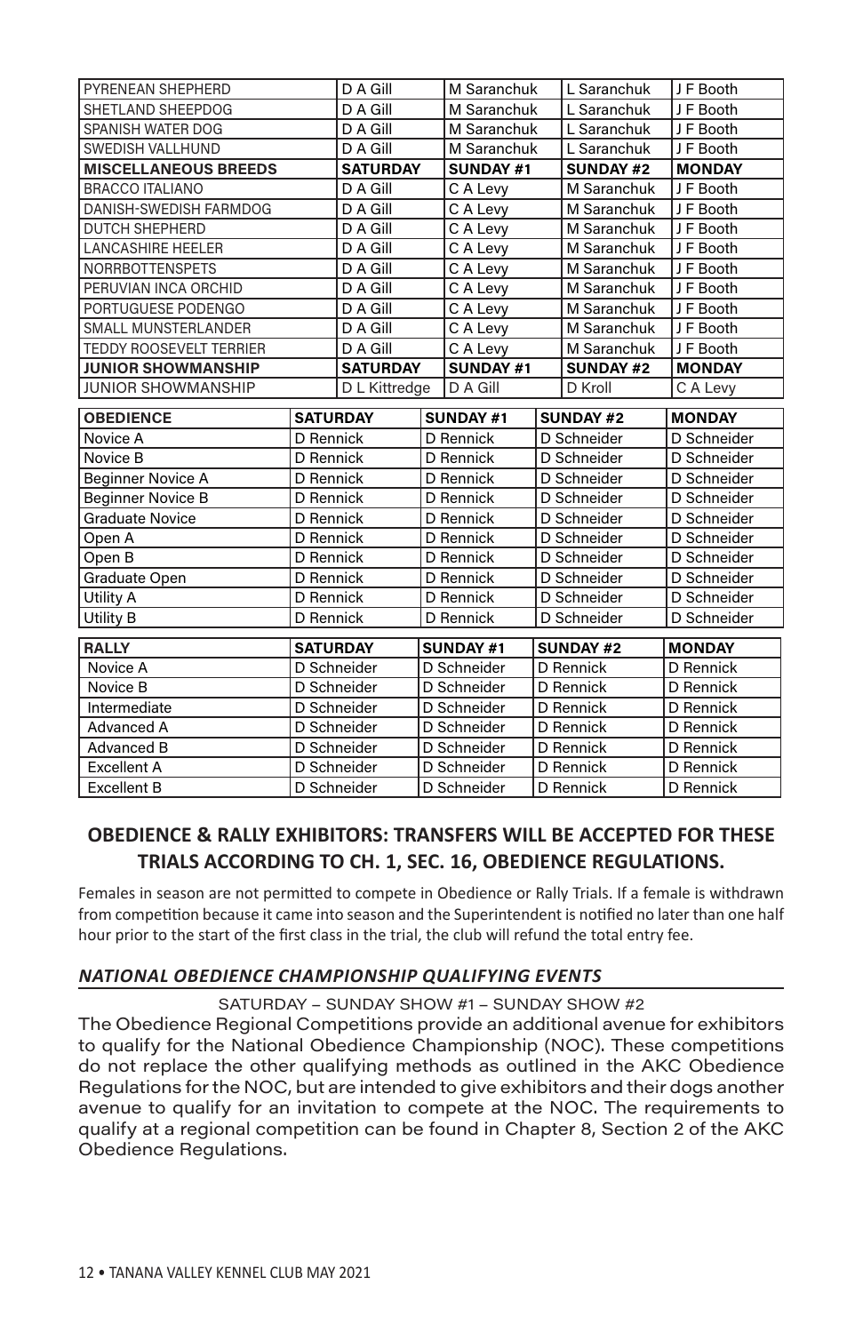| PYRENEAN SHEPHERD | D A Gill | M Saranchuk | L Saranchuk | J F Booth |
|---|---|---|---|---|
| SHETLAND SHEEPDOG | D A Gill | M Saranchuk | L Saranchuk | J F Booth |
| SPANISH WATER DOG | D A Gill | M Saranchuk | L Saranchuk | J F Booth |
| SWEDISH VALLHUND | D A Gill | M Saranchuk | L Saranchuk | J F Booth |
| **MISCELLANEOUS BREEDS** | **SATURDAY** | **SUNDAY #1** | **SUNDAY #2** | **MONDAY** |
| BRACCO ITALIANO | D A Gill | C A Levy | M Saranchuk | J F Booth |
| DANISH-SWEDISH FARMDOG | D A Gill | C A Levy | M Saranchuk | J F Booth |
| DUTCH SHEPHERD | D A Gill | C A Levy | M Saranchuk | J F Booth |
| LANCASHIRE HEELER | D A Gill | C A Levy | M Saranchuk | J F Booth |
| NORRBOTTENSPETS | D A Gill | C A Levy | M Saranchuk | J F Booth |
| PERUVIAN INCA ORCHID | D A Gill | C A Levy | M Saranchuk | J F Booth |
| PORTUGUESE PODENGO | D A Gill | C A Levy | M Saranchuk | J F Booth |
| SMALL MUNSTERLANDER | D A Gill | C A Levy | M Saranchuk | J F Booth |
| TEDDY ROOSEVELT TERRIER | D A Gill | C A Levy | M Saranchuk | J F Booth |
| **JUNIOR SHOWMANSHIP** | **SATURDAY** | **SUNDAY #1** | **SUNDAY #2** | **MONDAY** |
| JUNIOR SHOWMANSHIP | D L Kittredge | D A Gill | D Kroll | C A Levy |

| OBEDIENCE | SATURDAY | SUNDAY #1 | SUNDAY #2 | MONDAY |
|---|---|---|---|---|
| Novice A | D Rennick | D Rennick | D Schneider | D Schneider |
| Novice B | D Rennick | D Rennick | D Schneider | D Schneider |
| Beginner Novice A | D Rennick | D Rennick | D Schneider | D Schneider |
| Beginner Novice B | D Rennick | D Rennick | D Schneider | D Schneider |
| Graduate Novice | D Rennick | D Rennick | D Schneider | D Schneider |
| Open A | D Rennick | D Rennick | D Schneider | D Schneider |
| Open B | D Rennick | D Rennick | D Schneider | D Schneider |
| Graduate Open | D Rennick | D Rennick | D Schneider | D Schneider |
| Utility A | D Rennick | D Rennick | D Schneider | D Schneider |
| Utility B | D Rennick | D Rennick | D Schneider | D Schneider |

| RALLY | SATURDAY | SUNDAY #1 | SUNDAY #2 | MONDAY |
|---|---|---|---|---|
| Novice A | D Schneider | D Schneider | D Rennick | D Rennick |
| Novice B | D Schneider | D Schneider | D Rennick | D Rennick |
| Intermediate | D Schneider | D Schneider | D Rennick | D Rennick |
| Advanced A | D Schneider | D Schneider | D Rennick | D Rennick |
| Advanced B | D Schneider | D Schneider | D Rennick | D Rennick |
| Excellent A | D Schneider | D Schneider | D Rennick | D Rennick |
| Excellent B | D Schneider | D Schneider | D Rennick | D Rennick |

## OBEDIENCE & RALLY EXHIBITORS: TRANSFERS WILL BE ACCEPTED FOR THESE TRIALS ACCORDING TO CH. 1, SEC. 16, OBEDIENCE REGULATIONS.

Females in season are not permitted to compete in Obedience or Rally Trials. If a female is withdrawn from competition because it came into season and the Superintendent is notified no later than one half hour prior to the start of the first class in the trial, the club will refund the total entry fee.

### *NATIONAL OBEDIENCE CHAMPIONSHIP QUALIFYING EVENTS*

SATURDAY – SUNDAY SHOW #1 – SUNDAY SHOW #2

The Obedience Regional Competitions provide an additional avenue for exhibitors to qualify for the National Obedience Championship (NOC). These competitions do not replace the other qualifying methods as outlined in the AKC Obedience Regulations for the NOC, but are intended to give exhibitors and their dogs another avenue to qualify for an invitation to compete at the NOC. The requirements to qualify at a regional competition can be found in Chapter 8, Section 2 of the AKC Obedience Regulations.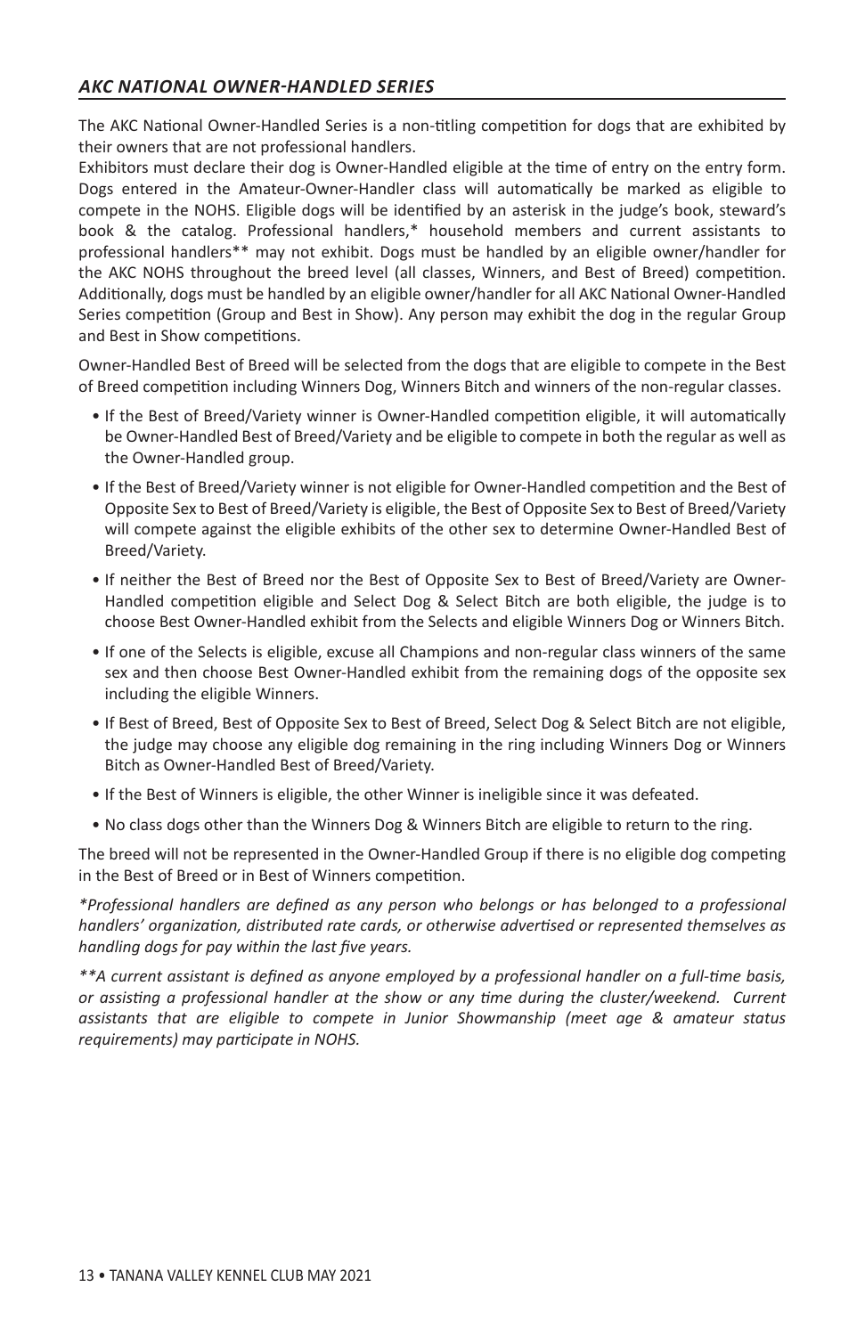## *AKC NATIONAL OWNER-HANDLED SERIES*

The AKC National Owner-Handled Series is a non-titling competition for dogs that are exhibited by their owners that are not professional handlers.

Exhibitors must declare their dog is Owner-Handled eligible at the time of entry on the entry form. Dogs entered in the Amateur-Owner-Handler class will automatically be marked as eligible to compete in the NOHS. Eligible dogs will be identified by an asterisk in the judge's book, steward's book & the catalog. Professional handlers,* household members and current assistants to professional handlers** may not exhibit. Dogs must be handled by an eligible owner/handler for the AKC NOHS throughout the breed level (all classes, Winners, and Best of Breed) competition. Additionally, dogs must be handled by an eligible owner/handler for all AKC National Owner-Handled Series competition (Group and Best in Show). Any person may exhibit the dog in the regular Group and Best in Show competitions.

Owner-Handled Best of Breed will be selected from the dogs that are eligible to compete in the Best of Breed competition including Winners Dog, Winners Bitch and winners of the non-regular classes.

- If the Best of Breed/Variety winner is Owner-Handled competition eligible, it will automatically be Owner-Handled Best of Breed/Variety and be eligible to compete in both the regular as well as the Owner-Handled group.
- If the Best of Breed/Variety winner is not eligible for Owner-Handled competition and the Best of Opposite Sex to Best of Breed/Variety is eligible, the Best of Opposite Sex to Best of Breed/Variety will compete against the eligible exhibits of the other sex to determine Owner-Handled Best of Breed/Variety.
- If neither the Best of Breed nor the Best of Opposite Sex to Best of Breed/Variety are Owner-Handled competition eligible and Select Dog & Select Bitch are both eligible, the judge is to choose Best Owner-Handled exhibit from the Selects and eligible Winners Dog or Winners Bitch.
- If one of the Selects is eligible, excuse all Champions and non-regular class winners of the same sex and then choose Best Owner-Handled exhibit from the remaining dogs of the opposite sex including the eligible Winners.
- If Best of Breed, Best of Opposite Sex to Best of Breed, Select Dog & Select Bitch are not eligible, the judge may choose any eligible dog remaining in the ring including Winners Dog or Winners Bitch as Owner-Handled Best of Breed/Variety.
- If the Best of Winners is eligible, the other Winner is ineligible since it was defeated.
- No class dogs other than the Winners Dog & Winners Bitch are eligible to return to the ring.

The breed will not be represented in the Owner-Handled Group if there is no eligible dog competing in the Best of Breed or in Best of Winners competition.

*\*Professional handlers are defined as any person who belongs or has belonged to a professional handlers' organization, distributed rate cards, or otherwise advertised or represented themselves as handling dogs for pay within the last five years.*

*\*\*A current assistant is defined as anyone employed by a professional handler on a full-time basis, or assisting a professional handler at the show or any time during the cluster/weekend. Current assistants that are eligible to compete in Junior Showmanship (meet age & amateur status requirements) may participate in NOHS.*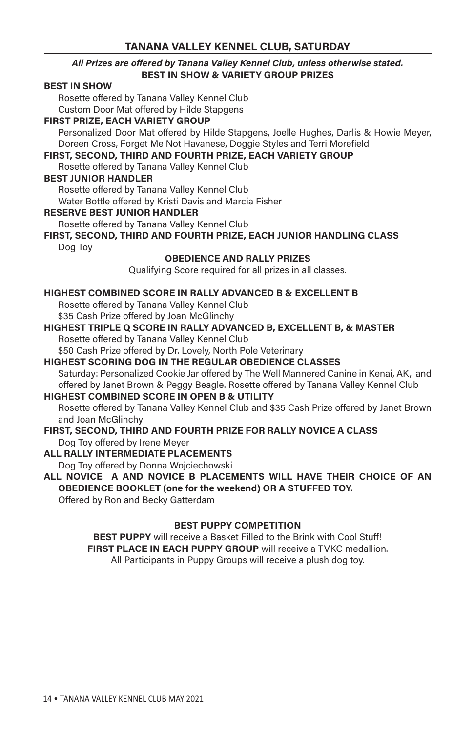## TANANA VALLEY KENNEL CLUB, SATURDAY

***All Prizes are offered by Tanana Valley Kennel Club, unless otherwise stated.***

### BEST IN SHOW & VARIETY GROUP PRIZES

**BEST IN SHOW**
Rosette offered by Tanana Valley Kennel Club
Custom Door Mat offered by Hilde Stapgens

**FIRST PRIZE, EACH VARIETY GROUP**
Personalized Door Mat offered by Hilde Stapgens, Joelle Hughes, Darlis & Howie Meyer, Doreen Cross, Forget Me Not Havanese, Doggie Styles and Terri Morefield

**FIRST, SECOND, THIRD AND FOURTH PRIZE, EACH VARIETY GROUP**
Rosette offered by Tanana Valley Kennel Club

**BEST JUNIOR HANDLER**
Rosette offered by Tanana Valley Kennel Club
Water Bottle offered by Kristi Davis and Marcia Fisher

**RESERVE BEST JUNIOR HANDLER**
Rosette offered by Tanana Valley Kennel Club

**FIRST, SECOND, THIRD AND FOURTH PRIZE, EACH JUNIOR HANDLING CLASS**
Dog Toy

### OBEDIENCE AND RALLY PRIZES

Qualifying Score required for all prizes in all classes.

**HIGHEST COMBINED SCORE IN RALLY ADVANCED B & EXCELLENT B**
Rosette offered by Tanana Valley Kennel Club
$35 Cash Prize offered by Joan McGlinchy

**HIGHEST TRIPLE Q SCORE IN RALLY ADVANCED B, EXCELLENT B, & MASTER**
Rosette offered by Tanana Valley Kennel Club
$50 Cash Prize offered by Dr. Lovely, North Pole Veterinary

**HIGHEST SCORING DOG IN THE REGULAR OBEDIENCE CLASSES**
Saturday: Personalized Cookie Jar offered by The Well Mannered Canine in Kenai, AK, and offered by Janet Brown & Peggy Beagle. Rosette offered by Tanana Valley Kennel Club

**HIGHEST COMBINED SCORE IN OPEN B & UTILITY**
Rosette offered by Tanana Valley Kennel Club and $35 Cash Prize offered by Janet Brown and Joan McGlinchy

**FIRST, SECOND, THIRD AND FOURTH PRIZE FOR RALLY NOVICE A CLASS**
Dog Toy offered by Irene Meyer

**ALL RALLY INTERMEDIATE PLACEMENTS**
Dog Toy offered by Donna Wojciechowski

**ALL NOVICE A AND NOVICE B PLACEMENTS WILL HAVE THEIR CHOICE OF AN OBEDIENCE BOOKLET (one for the weekend) OR A STUFFED TOY.**
Offered by Ron and Becky Gatterdam

### BEST PUPPY COMPETITION

**BEST PUPPY** will receive a Basket Filled to the Brink with Cool Stuff!
**FIRST PLACE IN EACH PUPPY GROUP** will receive a TVKC medallion.
All Participants in Puppy Groups will receive a plush dog toy.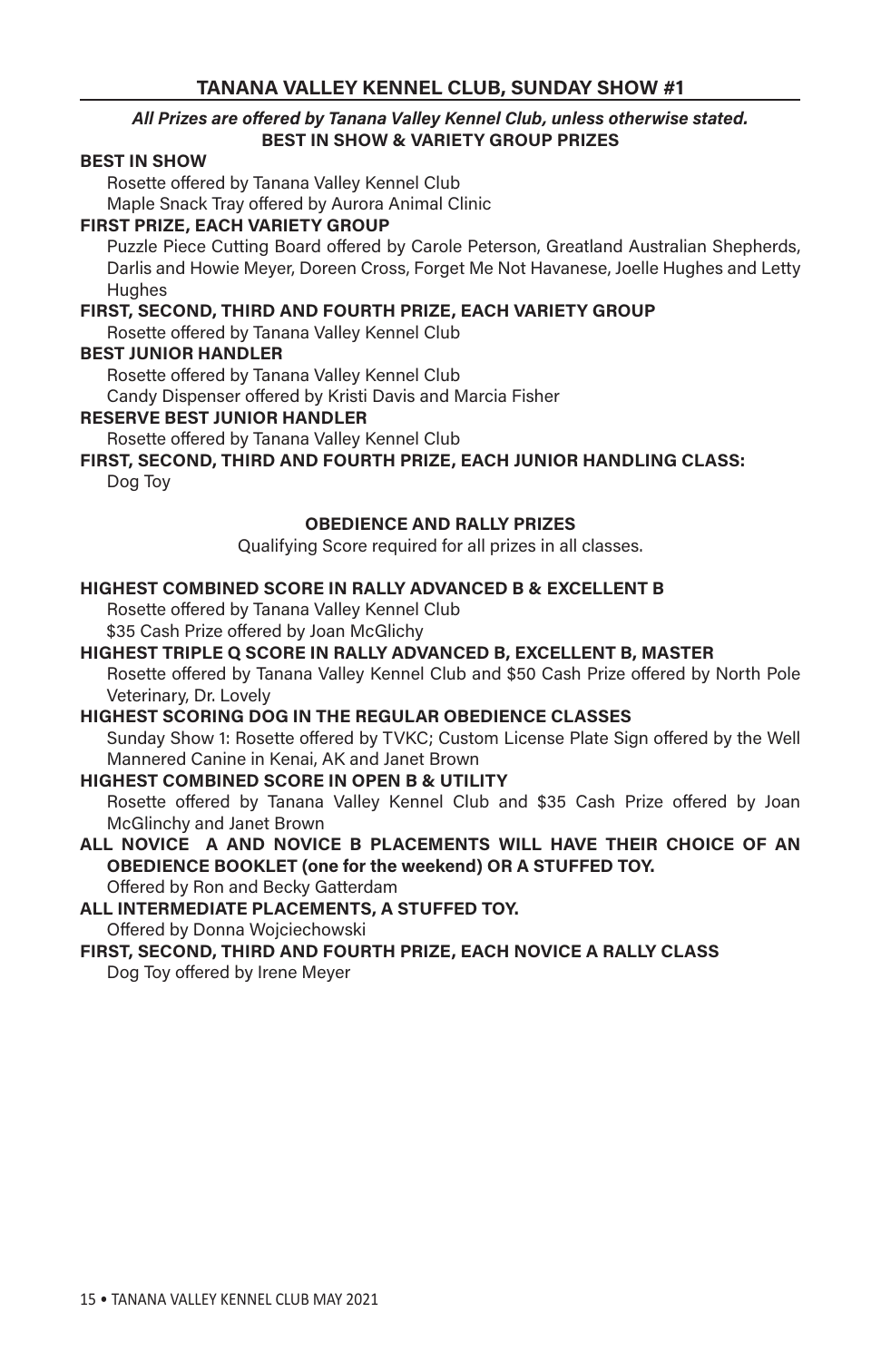## TANANA VALLEY KENNEL CLUB, SUNDAY SHOW #1

***All Prizes are offered by Tanana Valley Kennel Club, unless otherwise stated.***

### BEST IN SHOW & VARIETY GROUP PRIZES

**BEST IN SHOW**

Rosette offered by Tanana Valley Kennel Club
Maple Snack Tray offered by Aurora Animal Clinic

**FIRST PRIZE, EACH VARIETY GROUP**

Puzzle Piece Cutting Board offered by Carole Peterson, Greatland Australian Shepherds, Darlis and Howie Meyer, Doreen Cross, Forget Me Not Havanese, Joelle Hughes and Letty Hughes

**FIRST, SECOND, THIRD AND FOURTH PRIZE, EACH VARIETY GROUP**

Rosette offered by Tanana Valley Kennel Club

**BEST JUNIOR HANDLER**

Rosette offered by Tanana Valley Kennel Club
Candy Dispenser offered by Kristi Davis and Marcia Fisher

**RESERVE BEST JUNIOR HANDLER**

Rosette offered by Tanana Valley Kennel Club

**FIRST, SECOND, THIRD AND FOURTH PRIZE, EACH JUNIOR HANDLING CLASS:**

Dog Toy

### OBEDIENCE AND RALLY PRIZES

Qualifying Score required for all prizes in all classes.

**HIGHEST COMBINED SCORE IN RALLY ADVANCED B & EXCELLENT B**

Rosette offered by Tanana Valley Kennel Club
$35 Cash Prize offered by Joan McGlichy

**HIGHEST TRIPLE Q SCORE IN RALLY ADVANCED B, EXCELLENT B, MASTER**

Rosette offered by Tanana Valley Kennel Club and $50 Cash Prize offered by North Pole Veterinary, Dr. Lovely

**HIGHEST SCORING DOG IN THE REGULAR OBEDIENCE CLASSES**

Sunday Show 1: Rosette offered by TVKC; Custom License Plate Sign offered by the Well Mannered Canine in Kenai, AK and Janet Brown

**HIGHEST COMBINED SCORE IN OPEN B & UTILITY**

Rosette offered by Tanana Valley Kennel Club and $35 Cash Prize offered by Joan McGlinchy and Janet Brown

**ALL NOVICE A AND NOVICE B PLACEMENTS WILL HAVE THEIR CHOICE OF AN OBEDIENCE BOOKLET (one for the weekend) OR A STUFFED TOY.**

Offered by Ron and Becky Gatterdam

**ALL INTERMEDIATE PLACEMENTS, A STUFFED TOY.**

Offered by Donna Wojciechowski

**FIRST, SECOND, THIRD AND FOURTH PRIZE, EACH NOVICE A RALLY CLASS**

Dog Toy offered by Irene Meyer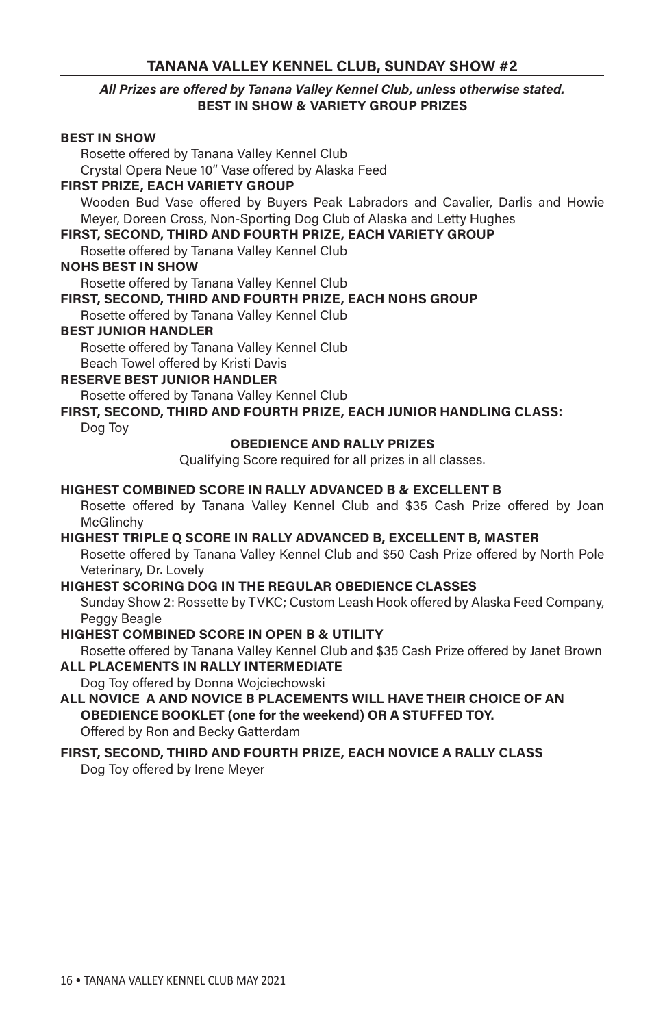## TANANA VALLEY KENNEL CLUB, SUNDAY SHOW #2

***All Prizes are offered by Tanana Valley Kennel Club, unless otherwise stated.***
**BEST IN SHOW & VARIETY GROUP PRIZES**

**BEST IN SHOW**
Rosette offered by Tanana Valley Kennel Club
Crystal Opera Neue 10" Vase offered by Alaska Feed

**FIRST PRIZE, EACH VARIETY GROUP**
Wooden Bud Vase offered by Buyers Peak Labradors and Cavalier, Darlis and Howie Meyer, Doreen Cross, Non-Sporting Dog Club of Alaska and Letty Hughes

**FIRST, SECOND, THIRD AND FOURTH PRIZE, EACH VARIETY GROUP**
Rosette offered by Tanana Valley Kennel Club

**NOHS BEST IN SHOW**
Rosette offered by Tanana Valley Kennel Club

**FIRST, SECOND, THIRD AND FOURTH PRIZE, EACH NOHS GROUP**
Rosette offered by Tanana Valley Kennel Club

**BEST JUNIOR HANDLER**
Rosette offered by Tanana Valley Kennel Club
Beach Towel offered by Kristi Davis

**RESERVE BEST JUNIOR HANDLER**
Rosette offered by Tanana Valley Kennel Club

**FIRST, SECOND, THIRD AND FOURTH PRIZE, EACH JUNIOR HANDLING CLASS:**
Dog Toy

**OBEDIENCE AND RALLY PRIZES**

Qualifying Score required for all prizes in all classes.

**HIGHEST COMBINED SCORE IN RALLY ADVANCED B & EXCELLENT B**
Rosette offered by Tanana Valley Kennel Club and $35 Cash Prize offered by Joan McGlinchy

**HIGHEST TRIPLE Q SCORE IN RALLY ADVANCED B, EXCELLENT B, MASTER**
Rosette offered by Tanana Valley Kennel Club and $50 Cash Prize offered by North Pole Veterinary, Dr. Lovely

**HIGHEST SCORING DOG IN THE REGULAR OBEDIENCE CLASSES**
Sunday Show 2: Rossette by TVKC; Custom Leash Hook offered by Alaska Feed Company, Peggy Beagle

**HIGHEST COMBINED SCORE IN OPEN B & UTILITY**
Rosette offered by Tanana Valley Kennel Club and $35 Cash Prize offered by Janet Brown

**ALL PLACEMENTS IN RALLY INTERMEDIATE**
Dog Toy offered by Donna Wojciechowski

**ALL NOVICE A AND NOVICE B PLACEMENTS WILL HAVE THEIR CHOICE OF AN OBEDIENCE BOOKLET (one for the weekend) OR A STUFFED TOY.**
Offered by Ron and Becky Gatterdam

**FIRST, SECOND, THIRD AND FOURTH PRIZE, EACH NOVICE A RALLY CLASS**
Dog Toy offered by Irene Meyer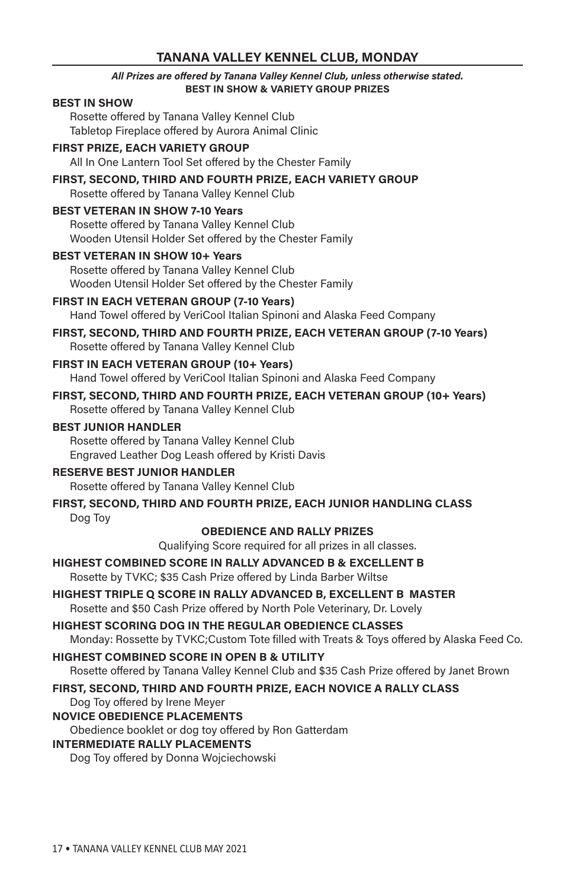## TANANA VALLEY KENNEL CLUB, MONDAY

***All Prizes are offered by Tanana Valley Kennel Club, unless otherwise stated.***

**BEST IN SHOW & VARIETY GROUP PRIZES**

**BEST IN SHOW**
Rosette offered by Tanana Valley Kennel Club
Tabletop Fireplace offered by Aurora Animal Clinic

**FIRST PRIZE, EACH VARIETY GROUP**
All In One Lantern Tool Set offered by the Chester Family

**FIRST, SECOND, THIRD AND FOURTH PRIZE, EACH VARIETY GROUP**
Rosette offered by Tanana Valley Kennel Club

**BEST VETERAN IN SHOW 7-10 Years**
Rosette offered by Tanana Valley Kennel Club
Wooden Utensil Holder Set offered by the Chester Family

**BEST VETERAN IN SHOW 10+ Years**
Rosette offered by Tanana Valley Kennel Club
Wooden Utensil Holder Set offered by the Chester Family

**FIRST IN EACH VETERAN GROUP (7-10 Years)**
Hand Towel offered by VeriCool Italian Spinoni and Alaska Feed Company

**FIRST, SECOND, THIRD AND FOURTH PRIZE, EACH VETERAN GROUP (7-10 Years)**
Rosette offered by Tanana Valley Kennel Club

**FIRST IN EACH VETERAN GROUP (10+ Years)**
Hand Towel offered by VeriCool Italian Spinoni and Alaska Feed Company

**FIRST, SECOND, THIRD AND FOURTH PRIZE, EACH VETERAN GROUP (10+ Years)**
Rosette offered by Tanana Valley Kennel Club

**BEST JUNIOR HANDLER**
Rosette offered by Tanana Valley Kennel Club
Engraved Leather Dog Leash offered by Kristi Davis

**RESERVE BEST JUNIOR HANDLER**
Rosette offered by Tanana Valley Kennel Club

**FIRST, SECOND, THIRD AND FOURTH PRIZE, EACH JUNIOR HANDLING CLASS**
Dog Toy

**OBEDIENCE AND RALLY PRIZES**

Qualifying Score required for all prizes in all classes.

**HIGHEST COMBINED SCORE IN RALLY ADVANCED B & EXCELLENT B**
Rosette by TVKC; $35 Cash Prize offered by Linda Barber Wiltse

**HIGHEST TRIPLE Q SCORE IN RALLY ADVANCED B, EXCELLENT B MASTER**
Rosette and $50 Cash Prize offered by North Pole Veterinary, Dr. Lovely

**HIGHEST SCORING DOG IN THE REGULAR OBEDIENCE CLASSES**
Monday: Rossette by TVKC;Custom Tote filled with Treats & Toys offered by Alaska Feed Co.

**HIGHEST COMBINED SCORE IN OPEN B & UTILITY**
Rosette offered by Tanana Valley Kennel Club and $35 Cash Prize offered by Janet Brown

**FIRST, SECOND, THIRD AND FOURTH PRIZE, EACH NOVICE A RALLY CLASS**
Dog Toy offered by Irene Meyer

**NOVICE OBEDIENCE PLACEMENTS**
Obedience booklet or dog toy offered by Ron Gatterdam

**INTERMEDIATE RALLY PLACEMENTS**
Dog Toy offered by Donna Wojciechowski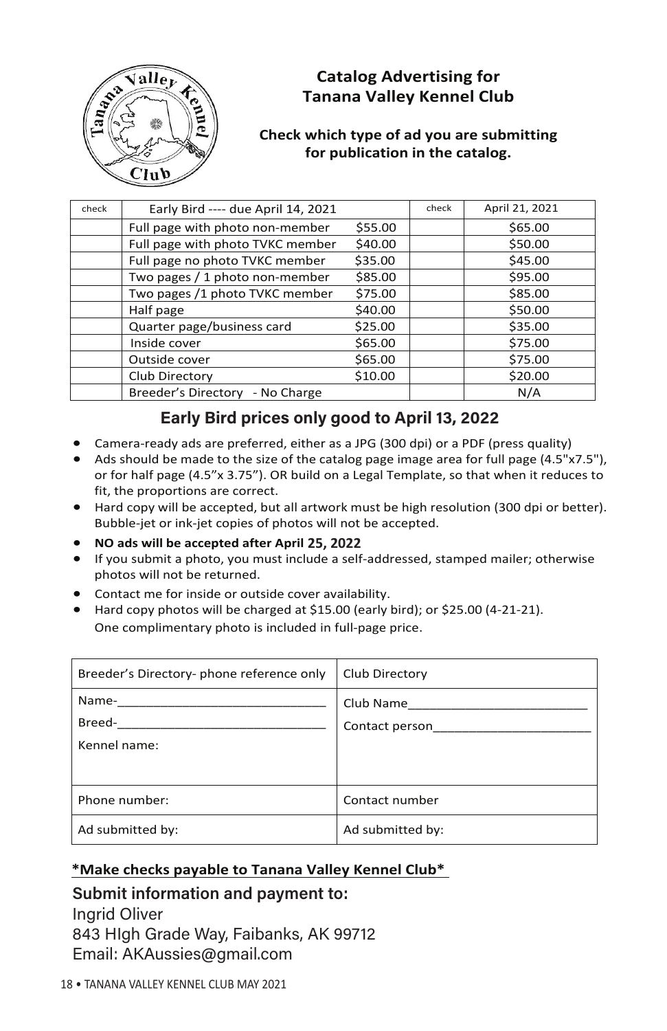## Catalog Advertising for Tanana Valley Kennel Club

**Check which type of ad you are submitting for publication in the catalog.**

| check | Early Bird ---- due April 14, 2021 | | check | April 21, 2021 |
|---|---|---|---|---|
| | Full page with photo non-member | $55.00 | | $65.00 |
| | Full page with photo TVKC member | $40.00 | | $50.00 |
| | Full page no photo TVKC member | $35.00 | | $45.00 |
| | Two pages / 1 photo non-member | $85.00 | | $95.00 |
| | Two pages /1 photo TVKC member | $75.00 | | $85.00 |
| | Half page | $40.00 | | $50.00 |
| | Quarter page/business card | $25.00 | | $35.00 |
| | Inside cover | $65.00 | | $75.00 |
| | Outside cover | $65.00 | | $75.00 |
| | Club Directory | $10.00 | | $20.00 |
| | Breeder's Directory - No Charge | | | N/A |

### Early Bird prices only good to April 13, 2022

- Camera-ready ads are preferred, either as a JPG (300 dpi) or a PDF (press quality)
- Ads should be made to the size of the catalog page image area for full page (4.5"x7.5"), or for half page (4.5"x 3.75"). OR build on a Legal Template, so that when it reduces to fit, the proportions are correct.
- Hard copy will be accepted, but all artwork must be high resolution (300 dpi or better). Bubble-jet or ink-jet copies of photos will not be accepted.
- **NO ads will be accepted after April 25, 2022**
- If you submit a photo, you must include a self-addressed, stamped mailer; otherwise photos will not be returned.
- Contact me for inside or outside cover availability.
- Hard copy photos will be charged at $15.00 (early bird); or $25.00 (4-21-21). One complimentary photo is included in full-page price.

| Breeder's Directory- phone reference only | Club Directory |
|---|---|
| Name-\_\_\_\_\_\_\_\_\_\_\_\_\_\_\_\_\_\_\_\_ Breed-\_\_\_\_\_\_\_\_\_\_\_\_\_\_\_\_\_\_\_\_ Kennel name: | Club Name\_\_\_\_\_\_\_\_\_\_\_\_\_\_\_\_\_\_\_\_ Contact person\_\_\_\_\_\_\_\_\_\_\_\_\_\_\_\_\_\_\_\_ |
| Phone number: | Contact number |
| Ad submitted by: | Ad submitted by: |

**\*Make checks payable to Tanana Valley Kennel Club\***

**Submit information and payment to:**

Ingrid Oliver
843 HIgh Grade Way, Faibanks, AK 99712
Email: AKAussies@gmail.com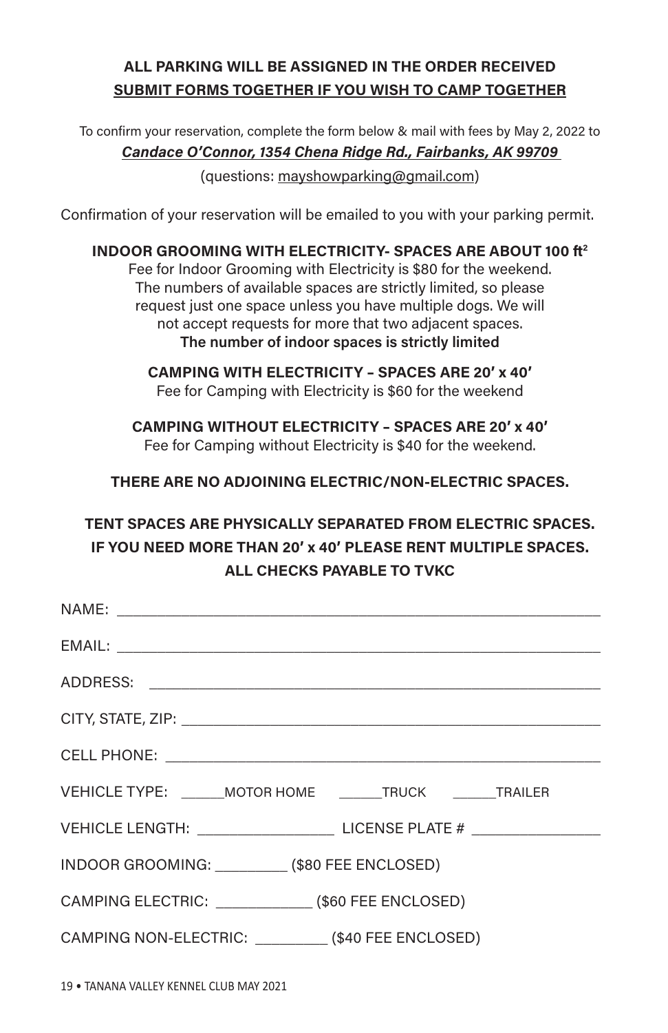**ALL PARKING WILL BE ASSIGNED IN THE ORDER RECEIVED**

**SUBMIT FORMS TOGETHER IF YOU WISH TO CAMP TOGETHER**

To confirm your reservation, complete the form below & mail with fees by May 2, 2022 to

***Candace O'Connor, 1354 Chena Ridge Rd., Fairbanks, AK 99709***

(questions: mayshowparking@gmail.com)

Confirmation of your reservation will be emailed to you with your parking permit.

**INDOOR GROOMING WITH ELECTRICITY- SPACES ARE ABOUT 100 $ft^2$**

Fee for Indoor Grooming with Electricity is $80 for the weekend. The numbers of available spaces are strictly limited, so please request just one space unless you have multiple dogs. We will not accept requests for more that two adjacent spaces.

**The number of indoor spaces is strictly limited**

**CAMPING WITH ELECTRICITY – SPACES ARE 20' x 40'**

Fee for Camping with Electricity is $60 for the weekend

**CAMPING WITHOUT ELECTRICITY – SPACES ARE 20' x 40'**

Fee for Camping without Electricity is $40 for the weekend.

**THERE ARE NO ADJOINING ELECTRIC/NON-ELECTRIC SPACES.**

**TENT SPACES ARE PHYSICALLY SEPARATED FROM ELECTRIC SPACES.**

**IF YOU NEED MORE THAN 20' x 40' PLEASE RENT MULTIPLE SPACES.**

**ALL CHECKS PAYABLE TO TVKC**

NAME: ______________________________________________

EMAIL: ______________________________________________

ADDRESS: ____________________________________________

CITY, STATE, ZIP: ______________________________________

CELL PHONE: _________________________________________

VEHICLE TYPE: ______MOTOR HOME ______TRUCK ______TRAILER

VEHICLE LENGTH: _________________ LICENSE PLATE # ________________

INDOOR GROOMING: _________ ($80 FEE ENCLOSED)

CAMPING ELECTRIC: ____________ ($60 FEE ENCLOSED)

CAMPING NON-ELECTRIC: _________ ($40 FEE ENCLOSED)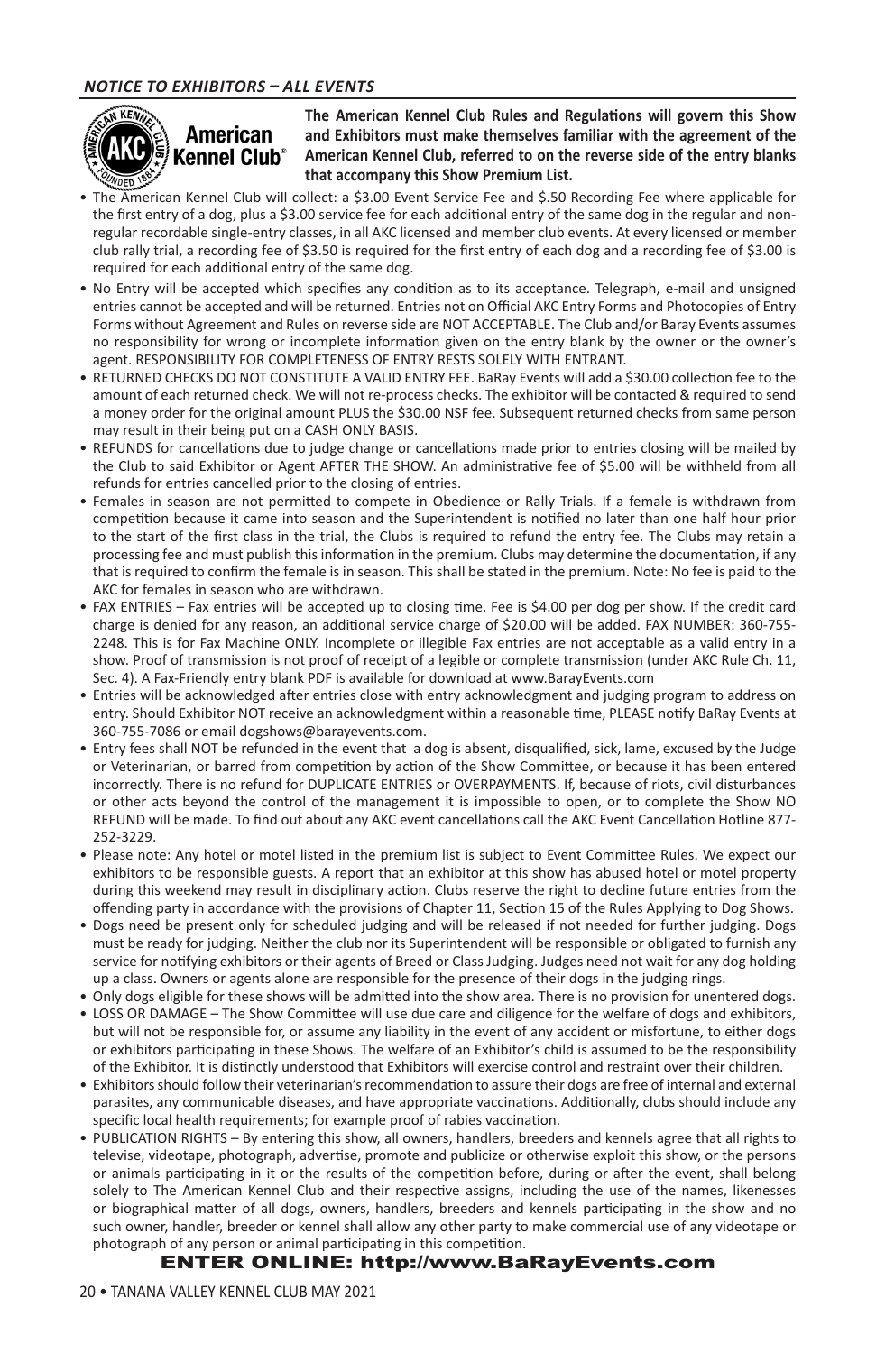## *NOTICE TO EXHIBITORS – ALL EVENTS*

**The American Kennel Club Rules and Regulations will govern this Show and Exhibitors must make themselves familiar with the agreement of the American Kennel Club, referred to on the reverse side of the entry blanks that accompany this Show Premium List.**

- The American Kennel Club will collect: a $3.00 Event Service Fee and $.50 Recording Fee where applicable for the first entry of a dog, plus a $3.00 service fee for each additional entry of the same dog in the regular and non-regular recordable single-entry classes, in all AKC licensed and member club events. At every licensed or member club rally trial, a recording fee of $3.50 is required for the first entry of each dog and a recording fee of $3.00 is required for each additional entry of the same dog.
- No Entry will be accepted which specifies any condition as to its acceptance. Telegraph, e-mail and unsigned entries cannot be accepted and will be returned. Entries not on Official AKC Entry Forms and Photocopies of Entry Forms without Agreement and Rules on reverse side are NOT ACCEPTABLE. The Club and/or Baray Events assumes no responsibility for wrong or incomplete information given on the entry blank by the owner or the owner's agent. RESPONSIBILITY FOR COMPLETENESS OF ENTRY RESTS SOLELY WITH ENTRANT.
- RETURNED CHECKS DO NOT CONSTITUTE A VALID ENTRY FEE. BaRay Events will add a $30.00 collection fee to the amount of each returned check. We will not re-process checks. The exhibitor will be contacted & required to send a money order for the original amount PLUS the $30.00 NSF fee. Subsequent returned checks from same person may result in their being put on a CASH ONLY BASIS.
- REFUNDS for cancellations due to judge change or cancellations made prior to entries closing will be mailed by the Club to said Exhibitor or Agent AFTER THE SHOW. An administrative fee of $5.00 will be withheld from all refunds for entries cancelled prior to the closing of entries.
- Females in season are not permitted to compete in Obedience or Rally Trials. If a female is withdrawn from competition because it came into season and the Superintendent is notified no later than one half hour prior to the start of the first class in the trial, the Clubs is required to refund the entry fee. The Clubs may retain a processing fee and must publish this information in the premium. Clubs may determine the documentation, if any that is required to confirm the female is in season. This shall be stated in the premium. Note: No fee is paid to the AKC for females in season who are withdrawn.
- FAX ENTRIES – Fax entries will be accepted up to closing time. Fee is $4.00 per dog per show. If the credit card charge is denied for any reason, an additional service charge of $20.00 will be added. FAX NUMBER: 360-755-2248. This is for Fax Machine ONLY. Incomplete or illegible Fax entries are not acceptable as a valid entry in a show. Proof of transmission is not proof of receipt of a legible or complete transmission (under AKC Rule Ch. 11, Sec. 4). A Fax-Friendly entry blank PDF is available for download at www.BarayEvents.com
- Entries will be acknowledged after entries close with entry acknowledgment and judging program to address on entry. Should Exhibitor NOT receive an acknowledgment within a reasonable time, PLEASE notify BaRay Events at 360-755-7086 or email dogshows@barayevents.com.
- Entry fees shall NOT be refunded in the event that a dog is absent, disqualified, sick, lame, excused by the Judge or Veterinarian, or barred from competition by action of the Show Committee, or because it has been entered incorrectly. There is no refund for DUPLICATE ENTRIES or OVERPAYMENTS. If, because of riots, civil disturbances or other acts beyond the control of the management it is impossible to open, or to complete the Show NO REFUND will be made. To find out about any AKC event cancellations call the AKC Event Cancellation Hotline 877-252-3229.
- Please note: Any hotel or motel listed in the premium list is subject to Event Committee Rules. We expect our exhibitors to be responsible guests. A report that an exhibitor at this show has abused hotel or motel property during this weekend may result in disciplinary action. Clubs reserve the right to decline future entries from the offending party in accordance with the provisions of Chapter 11, Section 15 of the Rules Applying to Dog Shows.
- Dogs need be present only for scheduled judging and will be released if not needed for further judging. Dogs must be ready for judging. Neither the club nor its Superintendent will be responsible or obligated to furnish any service for notifying exhibitors or their agents of Breed or Class Judging. Judges need not wait for any dog holding up a class. Owners or agents alone are responsible for the presence of their dogs in the judging rings.
- Only dogs eligible for these shows will be admitted into the show area. There is no provision for unentered dogs.
- LOSS OR DAMAGE – The Show Committee will use due care and diligence for the welfare of dogs and exhibitors, but will not be responsible for, or assume any liability in the event of any accident or misfortune, to either dogs or exhibitors participating in these Shows. The welfare of an Exhibitor's child is assumed to be the responsibility of the Exhibitor. It is distinctly understood that Exhibitors will exercise control and restraint over their children.
- Exhibitors should follow their veterinarian's recommendation to assure their dogs are free of internal and external parasites, any communicable diseases, and have appropriate vaccinations. Additionally, clubs should include any specific local health requirements; for example proof of rabies vaccination.
- PUBLICATION RIGHTS – By entering this show, all owners, handlers, breeders and kennels agree that all rights to televise, videotape, photograph, advertise, promote and publicize or otherwise exploit this show, or the persons or animals participating in it or the results of the competition before, during or after the event, shall belong solely to The American Kennel Club and their respective assigns, including the use of the names, likenesses or biographical matter of all dogs, owners, handlers, breeders and kennels participating in the show and no such owner, handler, breeder or kennel shall allow any other party to make commercial use of any videotape or photograph of any person or animal participating in this competition.

**ENTER ONLINE: http://www.BaRayEvents.com**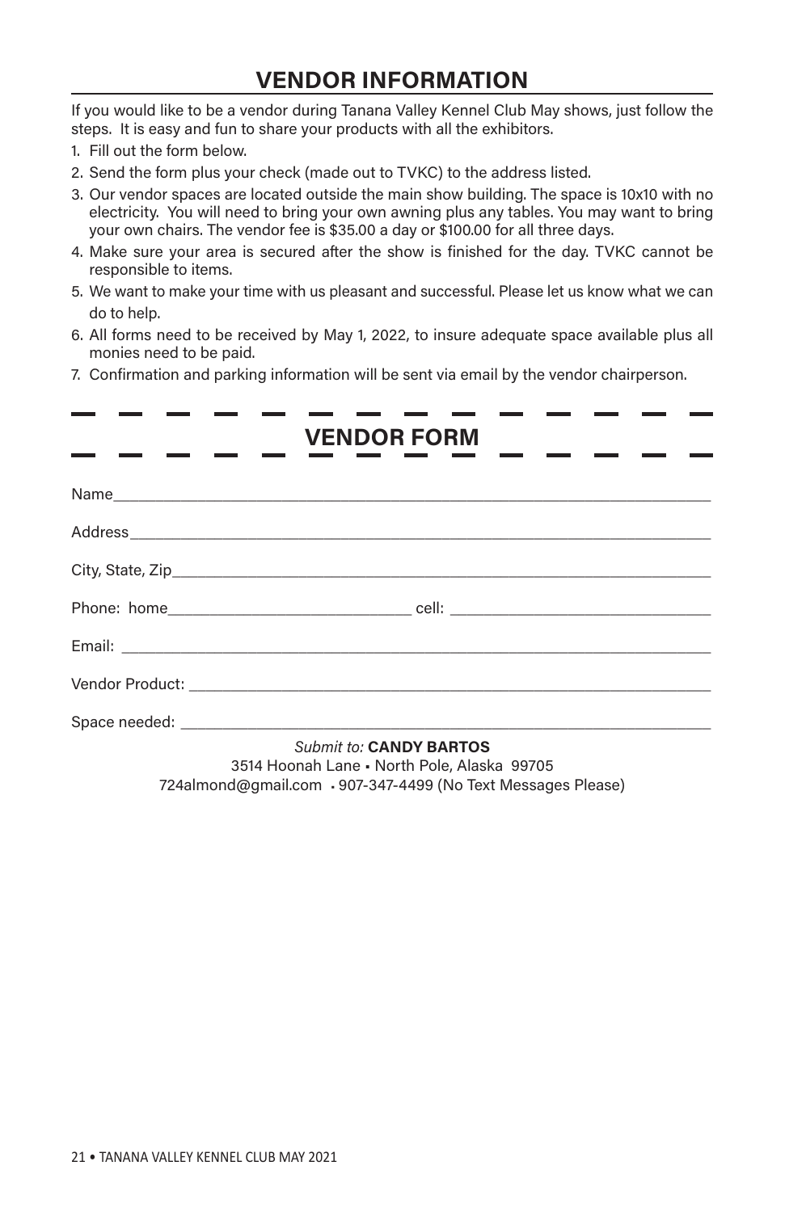## VENDOR INFORMATION

If you would like to be a vendor during Tanana Valley Kennel Club May shows, just follow the steps. It is easy and fun to share your products with all the exhibitors.

1. Fill out the form below.
2. Send the form plus your check (made out to TVKC) to the address listed.
3. Our vendor spaces are located outside the main show building. The space is 10x10 with no electricity. You will need to bring your own awning plus any tables. You may want to bring your own chairs. The vendor fee is $35.00 a day or $100.00 for all three days.
4. Make sure your area is secured after the show is finished for the day. TVKC cannot be responsible to items.
5. We want to make your time with us pleasant and successful. Please let us know what we can do to help.
6. All forms need to be received by May 1, 2022, to insure adequate space available plus all monies need to be paid.
7. Confirmation and parking information will be sent via email by the vendor chairperson.

## VENDOR FORM

Name_______________________________________________

Address_____________________________________________

City, State, Zip_______________________________________

Phone: home_______________________ cell: ______________________

Email: _____________________________________________

Vendor Product: _____________________________________

Space needed: _______________________________________

*Submit to:* **CANDY BARTOS**

3514 Hoonah Lane • North Pole, Alaska 99705

724almond@gmail.com • 907-347-4499 (No Text Messages Please)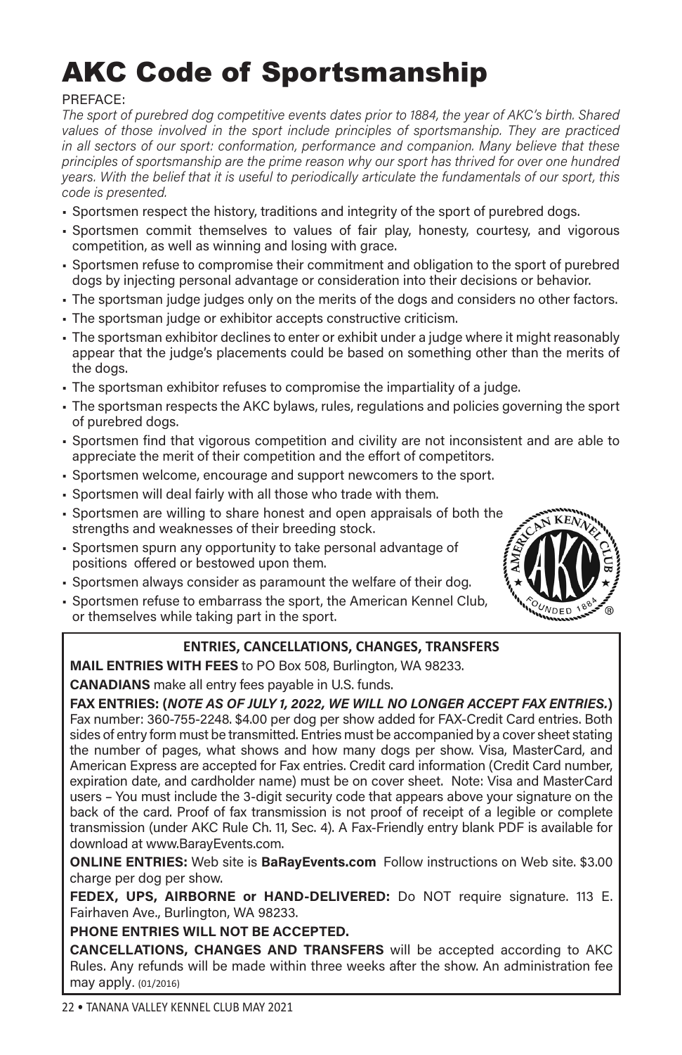# AKC Code of Sportsmanship

PREFACE:

*The sport of purebred dog competitive events dates prior to 1884, the year of AKC's birth. Shared values of those involved in the sport include principles of sportsmanship. They are practiced in all sectors of our sport: conformation, performance and companion. Many believe that these principles of sportsmanship are the prime reason why our sport has thrived for over one hundred years. With the belief that it is useful to periodically articulate the fundamentals of our sport, this code is presented.*

- Sportsmen respect the history, traditions and integrity of the sport of purebred dogs.
- Sportsmen commit themselves to values of fair play, honesty, courtesy, and vigorous competition, as well as winning and losing with grace.
- Sportsmen refuse to compromise their commitment and obligation to the sport of purebred dogs by injecting personal advantage or consideration into their decisions or behavior.
- The sportsman judge judges only on the merits of the dogs and considers no other factors.
- The sportsman judge or exhibitor accepts constructive criticism.
- The sportsman exhibitor declines to enter or exhibit under a judge where it might reasonably appear that the judge's placements could be based on something other than the merits of the dogs.
- The sportsman exhibitor refuses to compromise the impartiality of a judge.
- The sportsman respects the AKC bylaws, rules, regulations and policies governing the sport of purebred dogs.
- Sportsmen find that vigorous competition and civility are not inconsistent and are able to appreciate the merit of their competition and the effort of competitors.
- Sportsmen welcome, encourage and support newcomers to the sport.
- Sportsmen will deal fairly with all those who trade with them.
- Sportsmen are willing to share honest and open appraisals of both the strengths and weaknesses of their breeding stock.
- Sportsmen spurn any opportunity to take personal advantage of positions offered or bestowed upon them.
- Sportsmen always consider as paramount the welfare of their dog.
- Sportsmen refuse to embarrass the sport, the American Kennel Club, or themselves while taking part in the sport.

## ENTRIES, CANCELLATIONS, CHANGES, TRANSFERS

**MAIL ENTRIES WITH FEES** to PO Box 508, Burlington, WA 98233.

**CANADIANS** make all entry fees payable in U.S. funds.

**FAX ENTRIES: (*NOTE AS OF JULY 1, 2022, WE WILL NO LONGER ACCEPT FAX ENTRIES.*)** Fax number: 360-755-2248. $4.00 per dog per show added for FAX-Credit Card entries. Both sides of entry form must be transmitted. Entries must be accompanied by a cover sheet stating the number of pages, what shows and how many dogs per show. Visa, MasterCard, and American Express are accepted for Fax entries. Credit card information (Credit Card number, expiration date, and cardholder name) must be on cover sheet. Note: Visa and MasterCard users – You must include the 3-digit security code that appears above your signature on the back of the card. Proof of fax transmission is not proof of receipt of a legible or complete transmission (under AKC Rule Ch. 11, Sec. 4). A Fax-Friendly entry blank PDF is available for download at www.BarayEvents.com.

**ONLINE ENTRIES:** Web site is **BaRayEvents.com** Follow instructions on Web site. $3.00 charge per dog per show.

**FEDEX, UPS, AIRBORNE or HAND-DELIVERED:** Do NOT require signature. 113 E. Fairhaven Ave., Burlington, WA 98233.

**PHONE ENTRIES WILL NOT BE ACCEPTED.**

**CANCELLATIONS, CHANGES AND TRANSFERS** will be accepted according to AKC Rules. Any refunds will be made within three weeks after the show. An administration fee may apply. (01/2016)